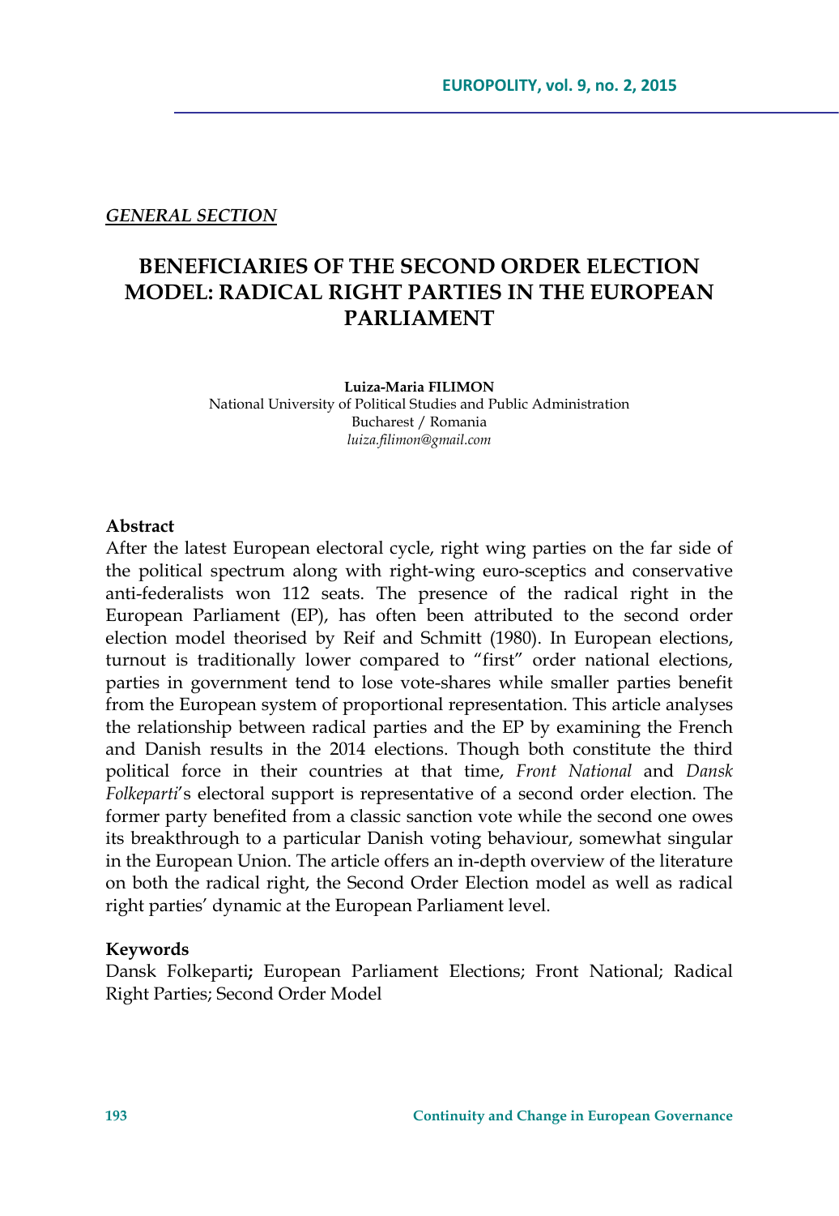*GENERAL SECTION*

# BENEFICIARIES OF THE SECOND ORDER ELECTION MODEL: RADICAL RIGHT PARTIES IN THE EUROPEAN PARLIAMENT

**Luiza-Maria FILIMON**
National University of Political Studies and Public Administration
Bucharest / Romania
*luiza.filimon@gmail.com*

**Abstract**

After the latest European electoral cycle, right wing parties on the far side of the political spectrum along with right-wing euro-sceptics and conservative anti-federalists won 112 seats. The presence of the radical right in the European Parliament (EP), has often been attributed to the second order election model theorised by Reif and Schmitt (1980). In European elections, turnout is traditionally lower compared to "first" order national elections, parties in government tend to lose vote-shares while smaller parties benefit from the European system of proportional representation. This article analyses the relationship between radical parties and the EP by examining the French and Danish results in the 2014 elections. Though both constitute the third political force in their countries at that time, *Front National* and *Dansk Folkeparti*'s electoral support is representative of a second order election. The former party benefited from a classic sanction vote while the second one owes its breakthrough to a particular Danish voting behaviour, somewhat singular in the European Union. The article offers an in-depth overview of the literature on both the radical right, the Second Order Election model as well as radical right parties' dynamic at the European Parliament level.

**Keywords**

Dansk Folkeparti**;** European Parliament Elections; Front National; Radical Right Parties; Second Order Model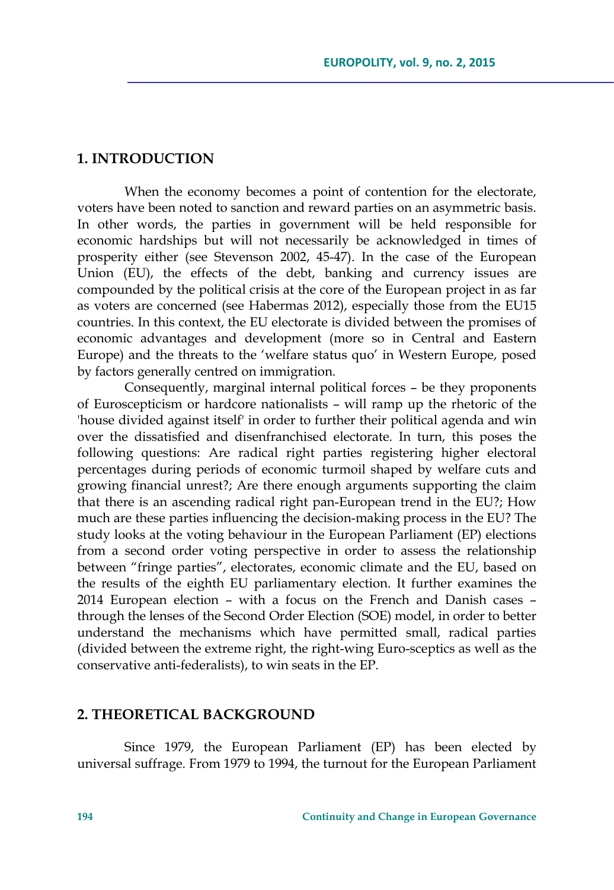## 1. INTRODUCTION

When the economy becomes a point of contention for the electorate, voters have been noted to sanction and reward parties on an asymmetric basis. In other words, the parties in government will be held responsible for economic hardships but will not necessarily be acknowledged in times of prosperity either (see Stevenson 2002, 45-47). In the case of the European Union (EU), the effects of the debt, banking and currency issues are compounded by the political crisis at the core of the European project in as far as voters are concerned (see Habermas 2012), especially those from the EU15 countries. In this context, the EU electorate is divided between the promises of economic advantages and development (more so in Central and Eastern Europe) and the threats to the 'welfare status quo' in Western Europe, posed by factors generally centred on immigration.

Consequently, marginal internal political forces – be they proponents of Euroscepticism or hardcore nationalists – will ramp up the rhetoric of the 'house divided against itself' in order to further their political agenda and win over the dissatisfied and disenfranchised electorate. In turn, this poses the following questions: Are radical right parties registering higher electoral percentages during periods of economic turmoil shaped by welfare cuts and growing financial unrest?; Are there enough arguments supporting the claim that there is an ascending radical right pan-European trend in the EU?; How much are these parties influencing the decision-making process in the EU? The study looks at the voting behaviour in the European Parliament (EP) elections from a second order voting perspective in order to assess the relationship between "fringe parties", electorates, economic climate and the EU, based on the results of the eighth EU parliamentary election. It further examines the 2014 European election – with a focus on the French and Danish cases – through the lenses of the Second Order Election (SOE) model, in order to better understand the mechanisms which have permitted small, radical parties (divided between the extreme right, the right-wing Euro-sceptics as well as the conservative anti-federalists), to win seats in the EP.

## 2. THEORETICAL BACKGROUND

Since 1979, the European Parliament (EP) has been elected by universal suffrage. From 1979 to 1994, the turnout for the European Parliament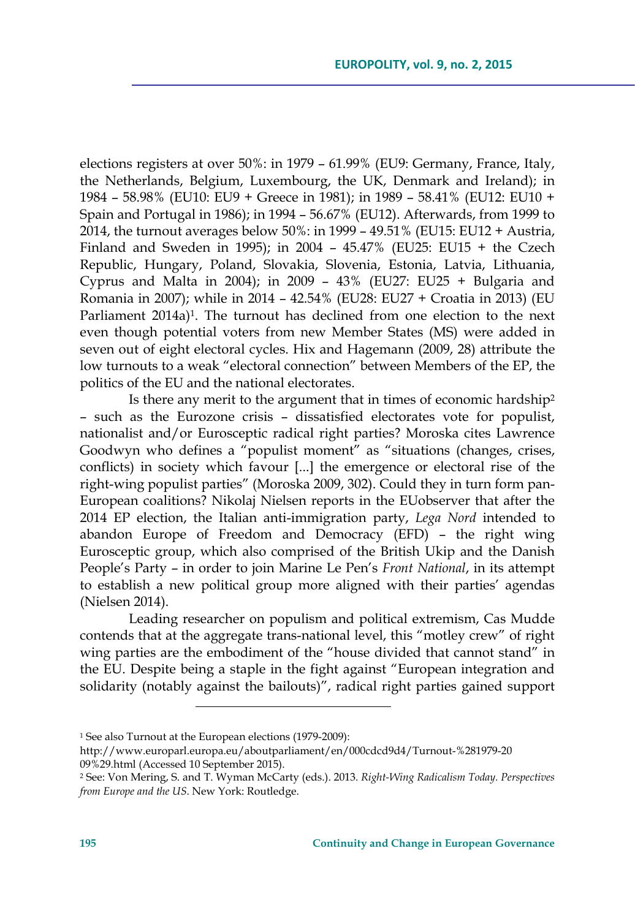elections registers at over 50%: in 1979 – 61.99% (EU9: Germany, France, Italy, the Netherlands, Belgium, Luxembourg, the UK, Denmark and Ireland); in 1984 – 58.98% (EU10: EU9 + Greece in 1981); in 1989 – 58.41% (EU12: EU10 + Spain and Portugal in 1986); in 1994 – 56.67% (EU12). Afterwards, from 1999 to 2014, the turnout averages below 50%: in 1999 – 49.51% (EU15: EU12 + Austria, Finland and Sweden in 1995); in 2004 – 45.47% (EU25: EU15 + the Czech Republic, Hungary, Poland, Slovakia, Slovenia, Estonia, Latvia, Lithuania, Cyprus and Malta in 2004); in 2009 – 43% (EU27: EU25 + Bulgaria and Romania in 2007); while in 2014 – 42.54% (EU28: EU27 + Croatia in 2013) (EU Parliament 2014a)[1]. The turnout has declined from one election to the next even though potential voters from new Member States (MS) were added in seven out of eight electoral cycles. Hix and Hagemann (2009, 28) attribute the low turnouts to a weak "electoral connection" between Members of the EP, the politics of the EU and the national electorates.

Is there any merit to the argument that in times of economic hardship[2] – such as the Eurozone crisis – dissatisfied electorates vote for populist, nationalist and/or Eurosceptic radical right parties? Moroska cites Lawrence Goodwyn who defines a "populist moment" as "situations (changes, crises, conflicts) in society which favour [...] the emergence or electoral rise of the right-wing populist parties" (Moroska 2009, 302). Could they in turn form pan-European coalitions? Nikolaj Nielsen reports in the EUobserver that after the 2014 EP election, the Italian anti-immigration party, *Lega Nord* intended to abandon Europe of Freedom and Democracy (EFD) – the right wing Eurosceptic group, which also comprised of the British Ukip and the Danish People's Party – in order to join Marine Le Pen's *Front National*, in its attempt to establish a new political group more aligned with their parties' agendas (Nielsen 2014).

Leading researcher on populism and political extremism, Cas Mudde contends that at the aggregate trans-national level, this "motley crew" of right wing parties are the embodiment of the "house divided that cannot stand" in the EU. Despite being a staple in the fight against "European integration and solidarity (notably against the bailouts)", radical right parties gained support

---

[1] See also Turnout at the European elections (1979-2009): http://www.europarl.europa.eu/aboutparliament/en/000cdcd9d4/Turnout-%281979-2009%29.html (Accessed 10 September 2015).

[2] See: Von Mering, S. and T. Wyman McCarty (eds.). 2013. *Right-Wing Radicalism Today. Perspectives from Europe and the US*. New York: Routledge.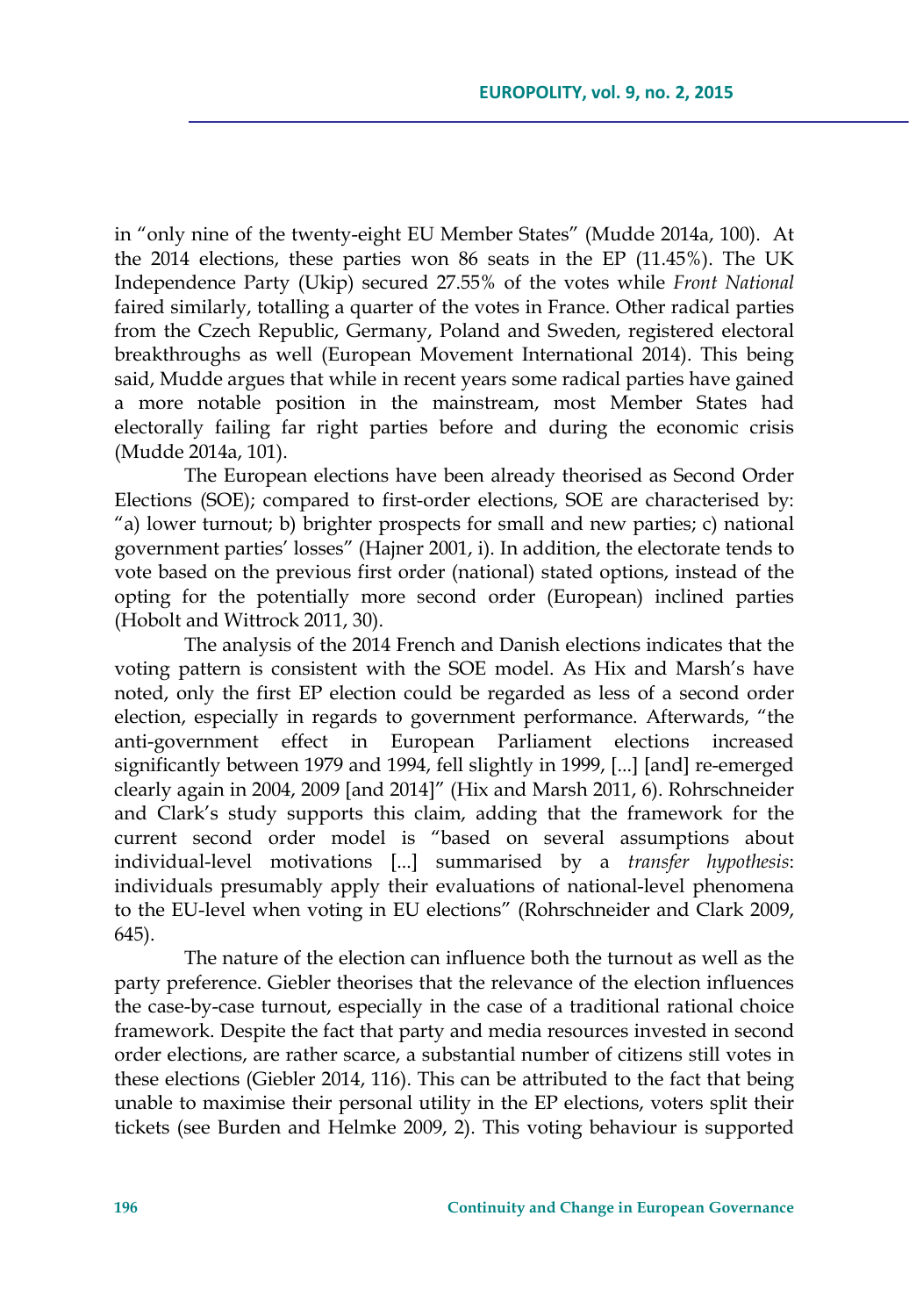in "only nine of the twenty-eight EU Member States" (Mudde 2014a, 100). At the 2014 elections, these parties won 86 seats in the EP (11.45%). The UK Independence Party (Ukip) secured 27.55% of the votes while *Front National* faired similarly, totalling a quarter of the votes in France. Other radical parties from the Czech Republic, Germany, Poland and Sweden, registered electoral breakthroughs as well (European Movement International 2014). This being said, Mudde argues that while in recent years some radical parties have gained a more notable position in the mainstream, most Member States had electorally failing far right parties before and during the economic crisis (Mudde 2014a, 101).

The European elections have been already theorised as Second Order Elections (SOE); compared to first-order elections, SOE are characterised by: "a) lower turnout; b) brighter prospects for small and new parties; c) national government parties' losses" (Hajner 2001, i). In addition, the electorate tends to vote based on the previous first order (national) stated options, instead of the opting for the potentially more second order (European) inclined parties (Hobolt and Wittrock 2011, 30).

The analysis of the 2014 French and Danish elections indicates that the voting pattern is consistent with the SOE model. As Hix and Marsh's have noted, only the first EP election could be regarded as less of a second order election, especially in regards to government performance. Afterwards, "the anti-government effect in European Parliament elections increased significantly between 1979 and 1994, fell slightly in 1999, [...] [and] re-emerged clearly again in 2004, 2009 [and 2014]" (Hix and Marsh 2011, 6). Rohrschneider and Clark's study supports this claim, adding that the framework for the current second order model is "based on several assumptions about individual-level motivations [...] summarised by a *transfer hypothesis*: individuals presumably apply their evaluations of national-level phenomena to the EU-level when voting in EU elections" (Rohrschneider and Clark 2009, 645).

The nature of the election can influence both the turnout as well as the party preference. Giebler theorises that the relevance of the election influences the case-by-case turnout, especially in the case of a traditional rational choice framework. Despite the fact that party and media resources invested in second order elections, are rather scarce, a substantial number of citizens still votes in these elections (Giebler 2014, 116). This can be attributed to the fact that being unable to maximise their personal utility in the EP elections, voters split their tickets (see Burden and Helmke 2009, 2). This voting behaviour is supported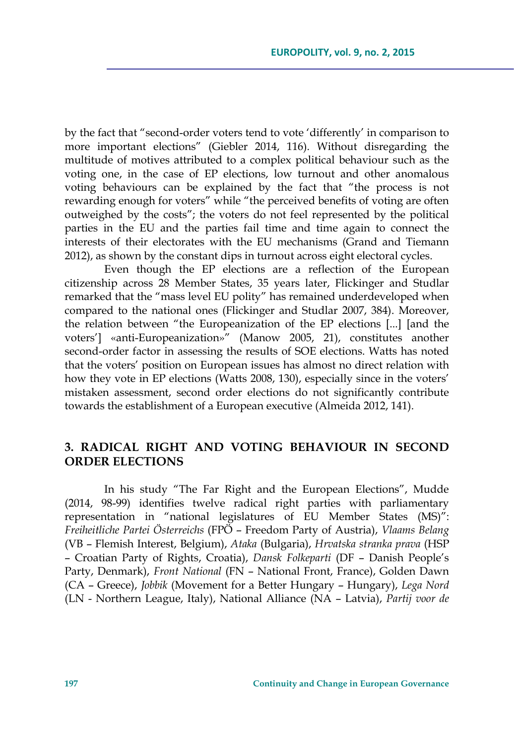by the fact that "second-order voters tend to vote 'differently' in comparison to more important elections" (Giebler 2014, 116). Without disregarding the multitude of motives attributed to a complex political behaviour such as the voting one, in the case of EP elections, low turnout and other anomalous voting behaviours can be explained by the fact that "the process is not rewarding enough for voters" while "the perceived benefits of voting are often outweighed by the costs"; the voters do not feel represented by the political parties in the EU and the parties fail time and time again to connect the interests of their electorates with the EU mechanisms (Grand and Tiemann 2012), as shown by the constant dips in turnout across eight electoral cycles.

Even though the EP elections are a reflection of the European citizenship across 28 Member States, 35 years later, Flickinger and Studlar remarked that the "mass level EU polity" has remained underdeveloped when compared to the national ones (Flickinger and Studlar 2007, 384). Moreover, the relation between "the Europeanization of the EP elections [...] [and the voters'] «anti-Europeanization»" (Manow 2005, 21), constitutes another second-order factor in assessing the results of SOE elections. Watts has noted that the voters' position on European issues has almost no direct relation with how they vote in EP elections (Watts 2008, 130), especially since in the voters' mistaken assessment, second order elections do not significantly contribute towards the establishment of a European executive (Almeida 2012, 141).

## 3. RADICAL RIGHT AND VOTING BEHAVIOUR IN SECOND ORDER ELECTIONS

In his study "The Far Right and the European Elections", Mudde (2014, 98-99) identifies twelve radical right parties with parliamentary representation in "national legislatures of EU Member States (MS)": *Freiheitliche Partei Österreichs* (FPÖ – Freedom Party of Austria), *Vlaams Belang* (VB – Flemish Interest, Belgium), *Ataka* (Bulgaria), *Hrvatska stranka prava* (HSP – Croatian Party of Rights, Croatia), *Dansk Folkeparti* (DF – Danish People's Party, Denmark), *Front National* (FN – National Front, France), Golden Dawn (CA – Greece), *Jobbik* (Movement for a Better Hungary – Hungary), *Lega Nord* (LN - Northern League, Italy), National Alliance (NA – Latvia), *Partij voor de*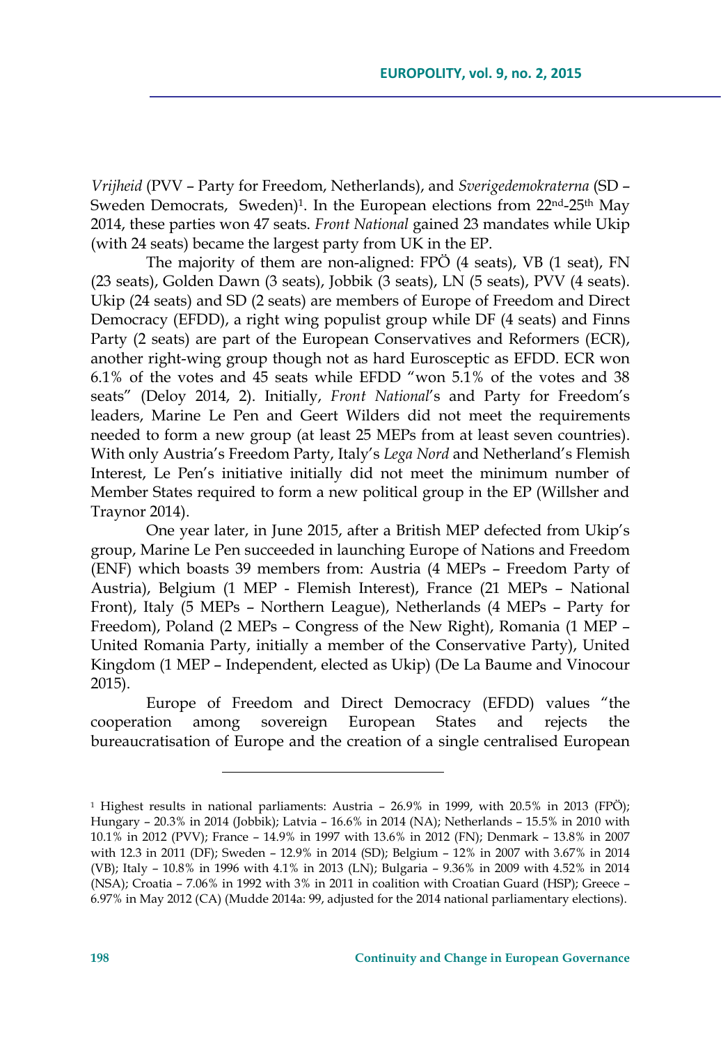*Vrijheid* (PVV – Party for Freedom, Netherlands), and *Sverigedemokraterna* (SD – Sweden Democrats, Sweden)[1]. In the European elections from 22nd-25th May 2014, these parties won 47 seats. *Front National* gained 23 mandates while Ukip (with 24 seats) became the largest party from UK in the EP.

The majority of them are non-aligned: FPÖ (4 seats), VB (1 seat), FN (23 seats), Golden Dawn (3 seats), Jobbik (3 seats), LN (5 seats), PVV (4 seats). Ukip (24 seats) and SD (2 seats) are members of Europe of Freedom and Direct Democracy (EFDD), a right wing populist group while DF (4 seats) and Finns Party (2 seats) are part of the European Conservatives and Reformers (ECR), another right-wing group though not as hard Eurosceptic as EFDD. ECR won 6.1% of the votes and 45 seats while EFDD "won 5.1% of the votes and 38 seats" (Deloy 2014, 2). Initially, *Front National*'s and Party for Freedom's leaders, Marine Le Pen and Geert Wilders did not meet the requirements needed to form a new group (at least 25 MEPs from at least seven countries). With only Austria's Freedom Party, Italy's *Lega Nord* and Netherland's Flemish Interest, Le Pen's initiative initially did not meet the minimum number of Member States required to form a new political group in the EP (Willsher and Traynor 2014).

One year later, in June 2015, after a British MEP defected from Ukip's group, Marine Le Pen succeeded in launching Europe of Nations and Freedom (ENF) which boasts 39 members from: Austria (4 MEPs – Freedom Party of Austria), Belgium (1 MEP - Flemish Interest), France (21 MEPs – National Front), Italy (5 MEPs – Northern League), Netherlands (4 MEPs – Party for Freedom), Poland (2 MEPs – Congress of the New Right), Romania (1 MEP – United Romania Party, initially a member of the Conservative Party), United Kingdom (1 MEP – Independent, elected as Ukip) (De La Baume and Vinocour 2015).

Europe of Freedom and Direct Democracy (EFDD) values "the cooperation among sovereign European States and rejects the bureaucratisation of Europe and the creation of a single centralised European

---

[1] Highest results in national parliaments: Austria – 26.9% in 1999, with 20.5% in 2013 (FPÖ); Hungary – 20.3% in 2014 (Jobbik); Latvia – 16.6% in 2014 (NA); Netherlands – 15.5% in 2010 with 10.1% in 2012 (PVV); France – 14.9% in 1997 with 13.6% in 2012 (FN); Denmark – 13.8% in 2007 with 12.3 in 2011 (DF); Sweden – 12.9% in 2014 (SD); Belgium – 12% in 2007 with 3.67% in 2014 (VB); Italy – 10.8% in 1996 with 4.1% in 2013 (LN); Bulgaria – 9.36% in 2009 with 4.52% in 2014 (NSA); Croatia – 7.06% in 1992 with 3% in 2011 in coalition with Croatian Guard (HSP); Greece – 6.97% in May 2012 (CA) (Mudde 2014a: 99, adjusted for the 2014 national parliamentary elections).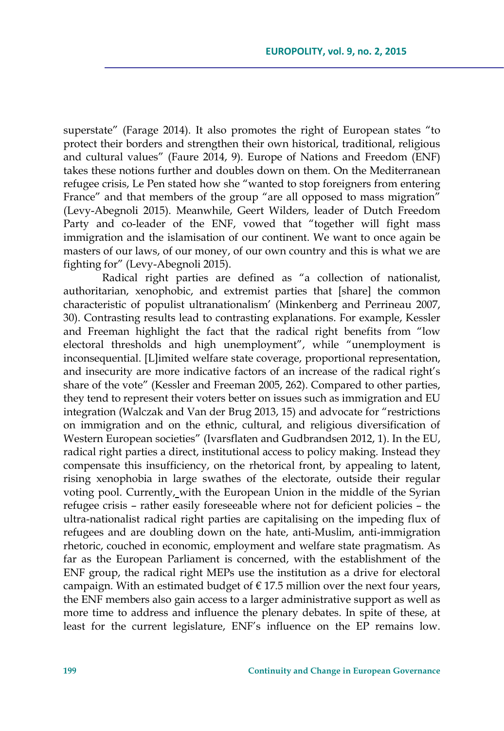superstate" (Farage 2014). It also promotes the right of European states "to protect their borders and strengthen their own historical, traditional, religious and cultural values" (Faure 2014, 9). Europe of Nations and Freedom (ENF) takes these notions further and doubles down on them. On the Mediterranean refugee crisis, Le Pen stated how she "wanted to stop foreigners from entering France" and that members of the group "are all opposed to mass migration" (Levy-Abegnoli 2015). Meanwhile, Geert Wilders, leader of Dutch Freedom Party and co-leader of the ENF, vowed that "together will fight mass immigration and the islamisation of our continent. We want to once again be masters of our laws, of our money, of our own country and this is what we are fighting for" (Levy-Abegnoli 2015).

Radical right parties are defined as "a collection of nationalist, authoritarian, xenophobic, and extremist parties that [share] the common characteristic of populist ultranationalism' (Minkenberg and Perrineau 2007, 30). Contrasting results lead to contrasting explanations. For example, Kessler and Freeman highlight the fact that the radical right benefits from "low electoral thresholds and high unemployment", while "unemployment is inconsequential. [L]imited welfare state coverage, proportional representation, and insecurity are more indicative factors of an increase of the radical right's share of the vote" (Kessler and Freeman 2005, 262). Compared to other parties, they tend to represent their voters better on issues such as immigration and EU integration (Walczak and Van der Brug 2013, 15) and advocate for "restrictions on immigration and on the ethnic, cultural, and religious diversification of Western European societies" (Ivarsflaten and Gudbrandsen 2012, 1). In the EU, radical right parties a direct, institutional access to policy making. Instead they compensate this insufficiency, on the rhetorical front, by appealing to latent, rising xenophobia in large swathes of the electorate, outside their regular voting pool. Currently, with the European Union in the middle of the Syrian refugee crisis – rather easily foreseeable where not for deficient policies – the ultra-nationalist radical right parties are capitalising on the impeding flux of refugees and are doubling down on the hate, anti-Muslim, anti-immigration rhetoric, couched in economic, employment and welfare state pragmatism. As far as the European Parliament is concerned, with the establishment of the ENF group, the radical right MEPs use the institution as a drive for electoral campaign. With an estimated budget of € 17.5 million over the next four years, the ENF members also gain access to a larger administrative support as well as more time to address and influence the plenary debates. In spite of these, at least for the current legislature, ENF's influence on the EP remains low.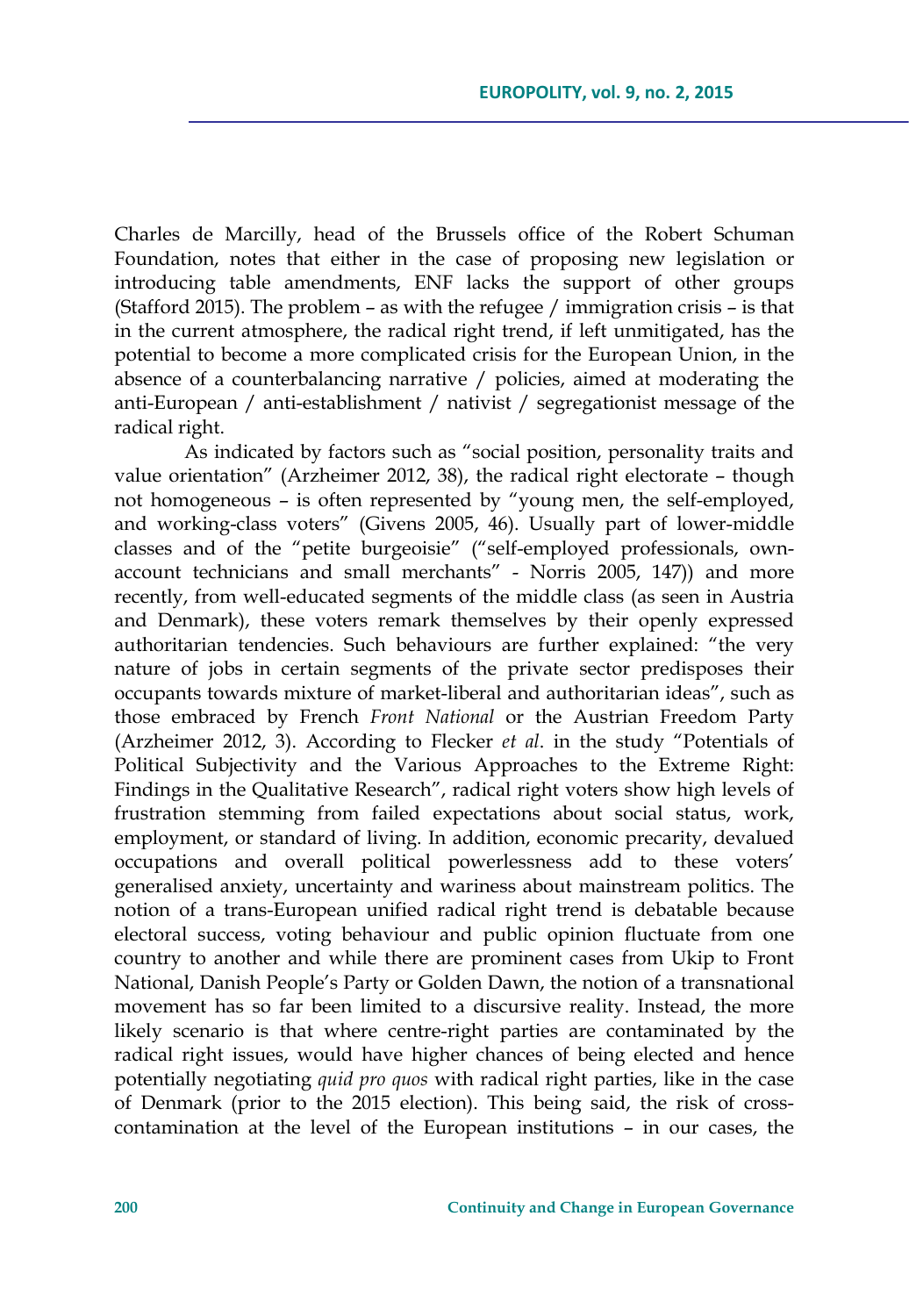Charles de Marcilly, head of the Brussels office of the Robert Schuman Foundation, notes that either in the case of proposing new legislation or introducing table amendments, ENF lacks the support of other groups (Stafford 2015). The problem – as with the refugee / immigration crisis – is that in the current atmosphere, the radical right trend, if left unmitigated, has the potential to become a more complicated crisis for the European Union, in the absence of a counterbalancing narrative / policies, aimed at moderating the anti-European / anti-establishment / nativist / segregationist message of the radical right.

As indicated by factors such as "social position, personality traits and value orientation" (Arzheimer 2012, 38), the radical right electorate – though not homogeneous – is often represented by "young men, the self-employed, and working-class voters" (Givens 2005, 46). Usually part of lower-middle classes and of the "petite burgeoisie" ("self-employed professionals, own-account technicians and small merchants" - Norris 2005, 147)) and more recently, from well-educated segments of the middle class (as seen in Austria and Denmark), these voters remark themselves by their openly expressed authoritarian tendencies. Such behaviours are further explained: "the very nature of jobs in certain segments of the private sector predisposes their occupants towards mixture of market-liberal and authoritarian ideas", such as those embraced by French *Front National* or the Austrian Freedom Party (Arzheimer 2012, 3). According to Flecker *et al*. in the study "Potentials of Political Subjectivity and the Various Approaches to the Extreme Right: Findings in the Qualitative Research", radical right voters show high levels of frustration stemming from failed expectations about social status, work, employment, or standard of living. In addition, economic precarity, devalued occupations and overall political powerlessness add to these voters' generalised anxiety, uncertainty and wariness about mainstream politics. The notion of a trans-European unified radical right trend is debatable because electoral success, voting behaviour and public opinion fluctuate from one country to another and while there are prominent cases from Ukip to Front National, Danish People's Party or Golden Dawn, the notion of a transnational movement has so far been limited to a discursive reality. Instead, the more likely scenario is that where centre-right parties are contaminated by the radical right issues, would have higher chances of being elected and hence potentially negotiating *quid pro quos* with radical right parties, like in the case of Denmark (prior to the 2015 election). This being said, the risk of cross-contamination at the level of the European institutions – in our cases, the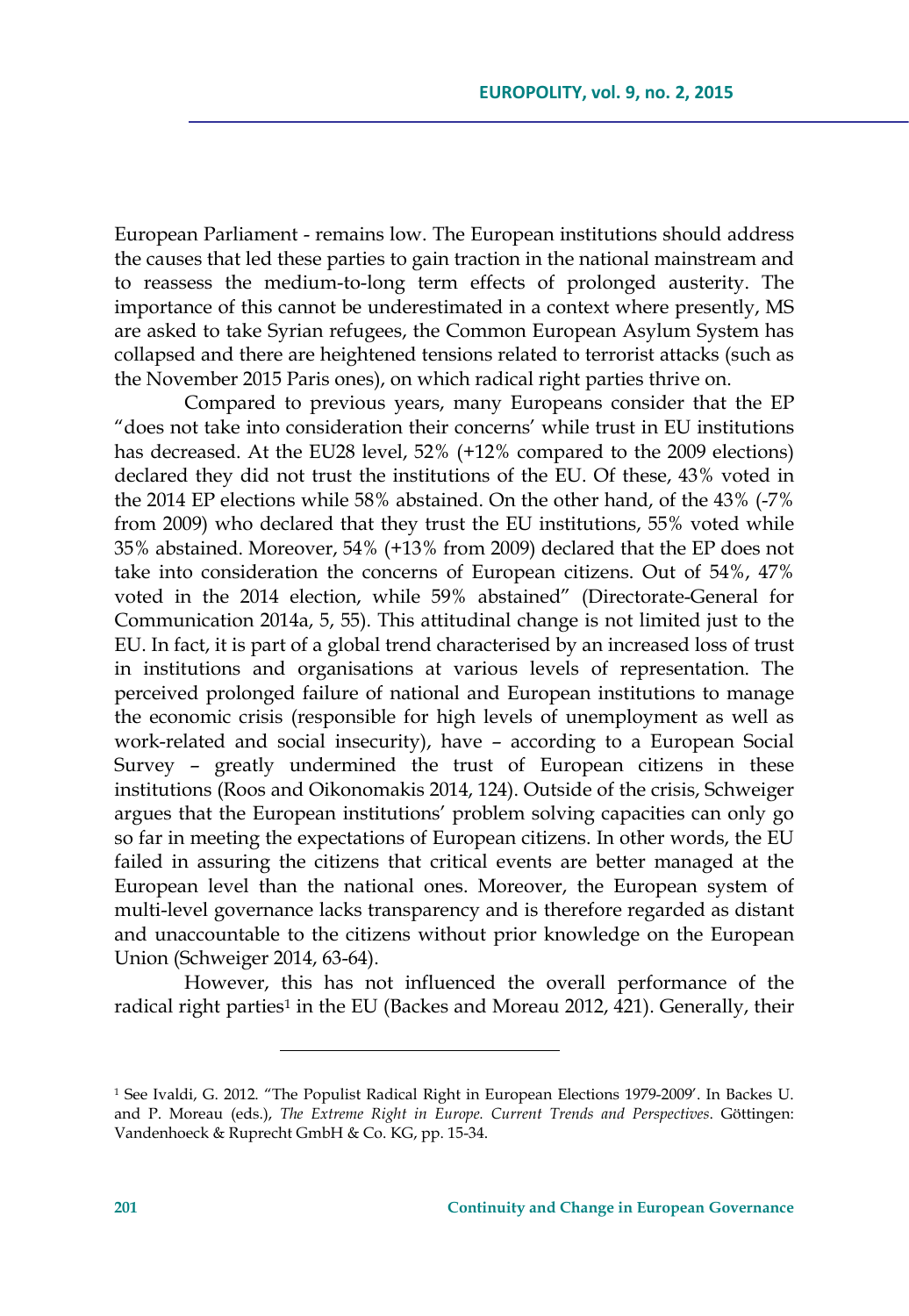European Parliament - remains low. The European institutions should address the causes that led these parties to gain traction in the national mainstream and to reassess the medium-to-long term effects of prolonged austerity. The importance of this cannot be underestimated in a context where presently, MS are asked to take Syrian refugees, the Common European Asylum System has collapsed and there are heightened tensions related to terrorist attacks (such as the November 2015 Paris ones), on which radical right parties thrive on.

Compared to previous years, many Europeans consider that the EP "does not take into consideration their concerns' while trust in EU institutions has decreased. At the EU28 level, 52% (+12% compared to the 2009 elections) declared they did not trust the institutions of the EU. Of these, 43% voted in the 2014 EP elections while 58% abstained. On the other hand, of the 43% (-7% from 2009) who declared that they trust the EU institutions, 55% voted while 35% abstained. Moreover, 54% (+13% from 2009) declared that the EP does not take into consideration the concerns of European citizens. Out of 54%, 47% voted in the 2014 election, while 59% abstained" (Directorate-General for Communication 2014a, 5, 55). This attitudinal change is not limited just to the EU. In fact, it is part of a global trend characterised by an increased loss of trust in institutions and organisations at various levels of representation. The perceived prolonged failure of national and European institutions to manage the economic crisis (responsible for high levels of unemployment as well as work-related and social insecurity), have – according to a European Social Survey – greatly undermined the trust of European citizens in these institutions (Roos and Oikonomakis 2014, 124). Outside of the crisis, Schweiger argues that the European institutions' problem solving capacities can only go so far in meeting the expectations of European citizens. In other words, the EU failed in assuring the citizens that critical events are better managed at the European level than the national ones. Moreover, the European system of multi-level governance lacks transparency and is therefore regarded as distant and unaccountable to the citizens without prior knowledge on the European Union (Schweiger 2014, 63-64).

However, this has not influenced the overall performance of the radical right parties[1] in the EU (Backes and Moreau 2012, 421). Generally, their

[1] See Ivaldi, G. 2012. "The Populist Radical Right in European Elections 1979-2009'. In Backes U. and P. Moreau (eds.), *The Extreme Right in Europe. Current Trends and Perspectives*. Göttingen: Vandenhoeck & Ruprecht GmbH & Co. KG, pp. 15-34.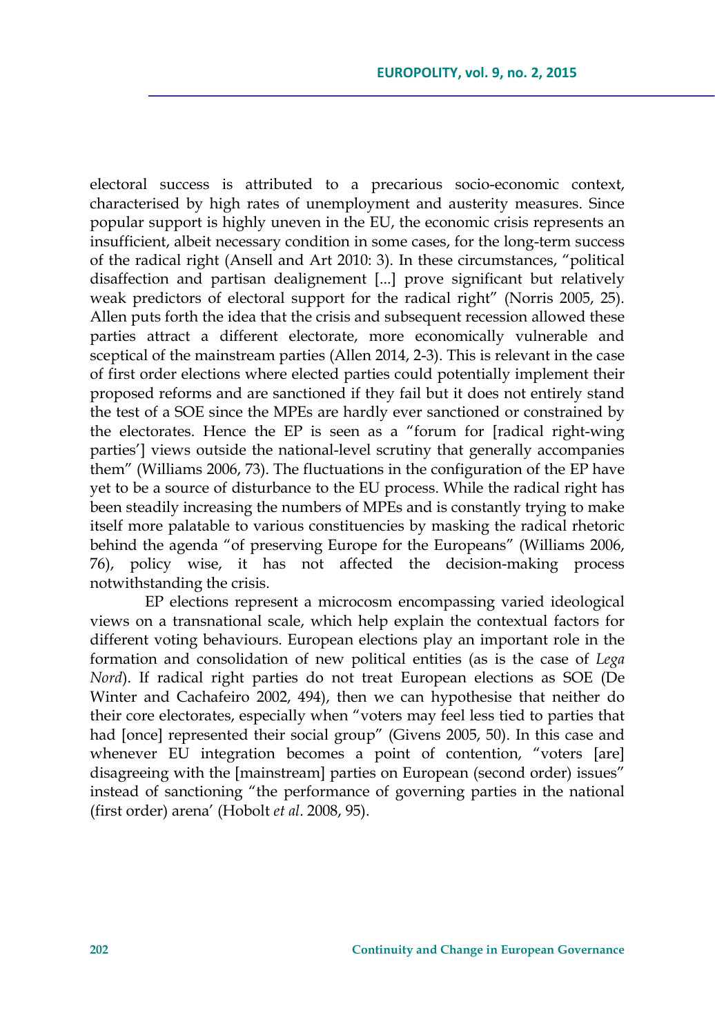electoral success is attributed to a precarious socio-economic context, characterised by high rates of unemployment and austerity measures. Since popular support is highly uneven in the EU, the economic crisis represents an insufficient, albeit necessary condition in some cases, for the long-term success of the radical right (Ansell and Art 2010: 3). In these circumstances, "political disaffection and partisan dealignement [...] prove significant but relatively weak predictors of electoral support for the radical right" (Norris 2005, 25). Allen puts forth the idea that the crisis and subsequent recession allowed these parties attract a different electorate, more economically vulnerable and sceptical of the mainstream parties (Allen 2014, 2-3). This is relevant in the case of first order elections where elected parties could potentially implement their proposed reforms and are sanctioned if they fail but it does not entirely stand the test of a SOE since the MPEs are hardly ever sanctioned or constrained by the electorates. Hence the EP is seen as a "forum for [radical right-wing parties'] views outside the national-level scrutiny that generally accompanies them" (Williams 2006, 73). The fluctuations in the configuration of the EP have yet to be a source of disturbance to the EU process. While the radical right has been steadily increasing the numbers of MPEs and is constantly trying to make itself more palatable to various constituencies by masking the radical rhetoric behind the agenda "of preserving Europe for the Europeans" (Williams 2006, 76), policy wise, it has not affected the decision-making process notwithstanding the crisis.

EP elections represent a microcosm encompassing varied ideological views on a transnational scale, which help explain the contextual factors for different voting behaviours. European elections play an important role in the formation and consolidation of new political entities (as is the case of *Lega Nord*). If radical right parties do not treat European elections as SOE (De Winter and Cachafeiro 2002, 494), then we can hypothesise that neither do their core electorates, especially when "voters may feel less tied to parties that had [once] represented their social group" (Givens 2005, 50). In this case and whenever EU integration becomes a point of contention, "voters [are] disagreeing with the [mainstream] parties on European (second order) issues" instead of sanctioning "the performance of governing parties in the national (first order) arena' (Hobolt *et al*. 2008, 95).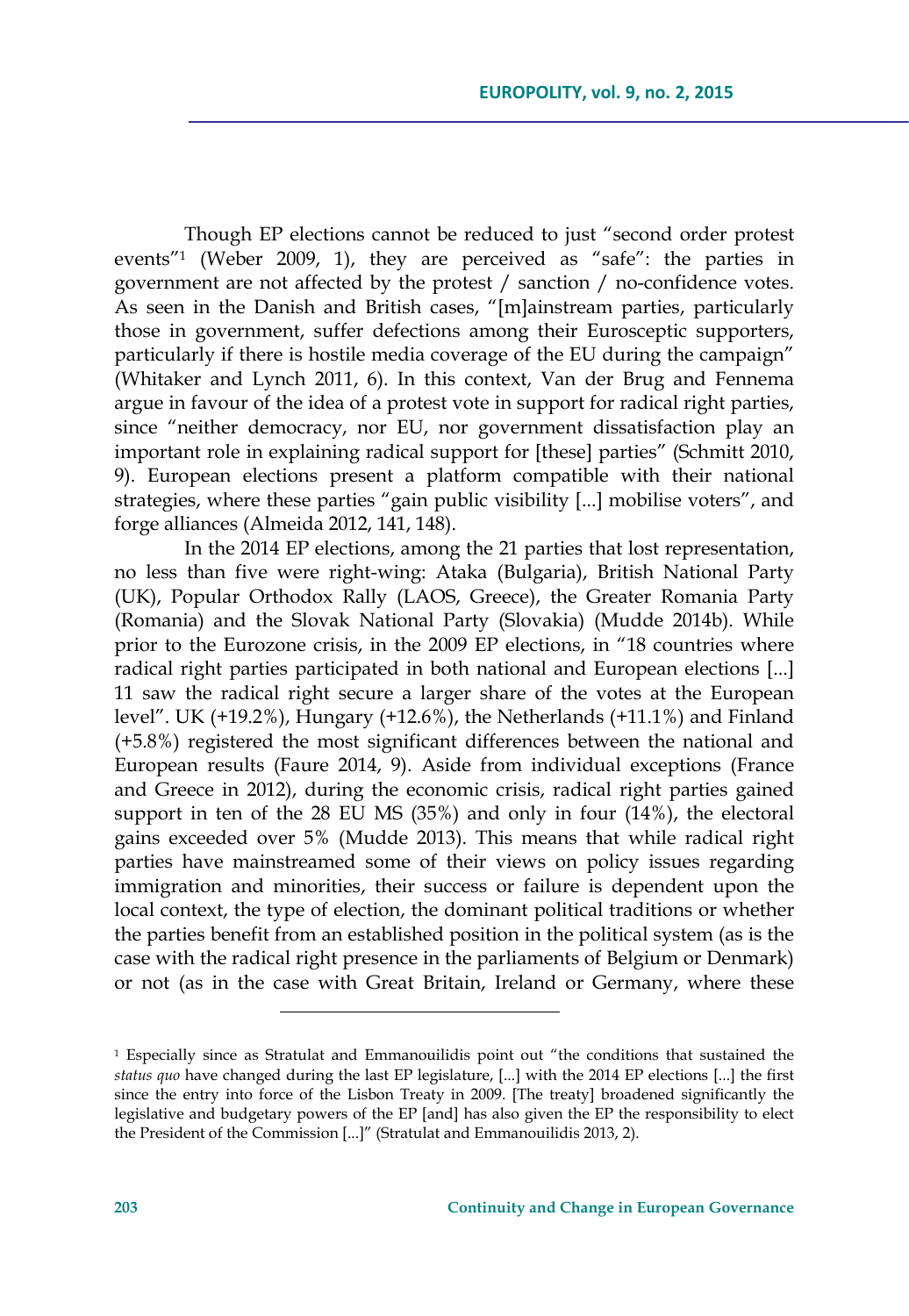Though EP elections cannot be reduced to just "second order protest events"[1] (Weber 2009, 1), they are perceived as "safe": the parties in government are not affected by the protest / sanction / no-confidence votes. As seen in the Danish and British cases, "[m]ainstream parties, particularly those in government, suffer defections among their Eurosceptic supporters, particularly if there is hostile media coverage of the EU during the campaign" (Whitaker and Lynch 2011, 6). In this context, Van der Brug and Fennema argue in favour of the idea of a protest vote in support for radical right parties, since "neither democracy, nor EU, nor government dissatisfaction play an important role in explaining radical support for [these] parties" (Schmitt 2010, 9). European elections present a platform compatible with their national strategies, where these parties "gain public visibility [...] mobilise voters", and forge alliances (Almeida 2012, 141, 148).

In the 2014 EP elections, among the 21 parties that lost representation, no less than five were right-wing: Ataka (Bulgaria), British National Party (UK), Popular Orthodox Rally (LAOS, Greece), the Greater Romania Party (Romania) and the Slovak National Party (Slovakia) (Mudde 2014b). While prior to the Eurozone crisis, in the 2009 EP elections, in "18 countries where radical right parties participated in both national and European elections [...] 11 saw the radical right secure a larger share of the votes at the European level". UK (+19.2%), Hungary (+12.6%), the Netherlands (+11.1%) and Finland (+5.8%) registered the most significant differences between the national and European results (Faure 2014, 9). Aside from individual exceptions (France and Greece in 2012), during the economic crisis, radical right parties gained support in ten of the 28 EU MS (35%) and only in four (14%), the electoral gains exceeded over 5% (Mudde 2013). This means that while radical right parties have mainstreamed some of their views on policy issues regarding immigration and minorities, their success or failure is dependent upon the local context, the type of election, the dominant political traditions or whether the parties benefit from an established position in the political system (as is the case with the radical right presence in the parliaments of Belgium or Denmark) or not (as in the case with Great Britain, Ireland or Germany, where these

---

[1] Especially since as Stratulat and Emmanouilidis point out "the conditions that sustained the *status quo* have changed during the last EP legislature, [...] with the 2014 EP elections [...] the first since the entry into force of the Lisbon Treaty in 2009. [The treaty] broadened significantly the legislative and budgetary powers of the EP [and] has also given the EP the responsibility to elect the President of the Commission [...]" (Stratulat and Emmanouilidis 2013, 2).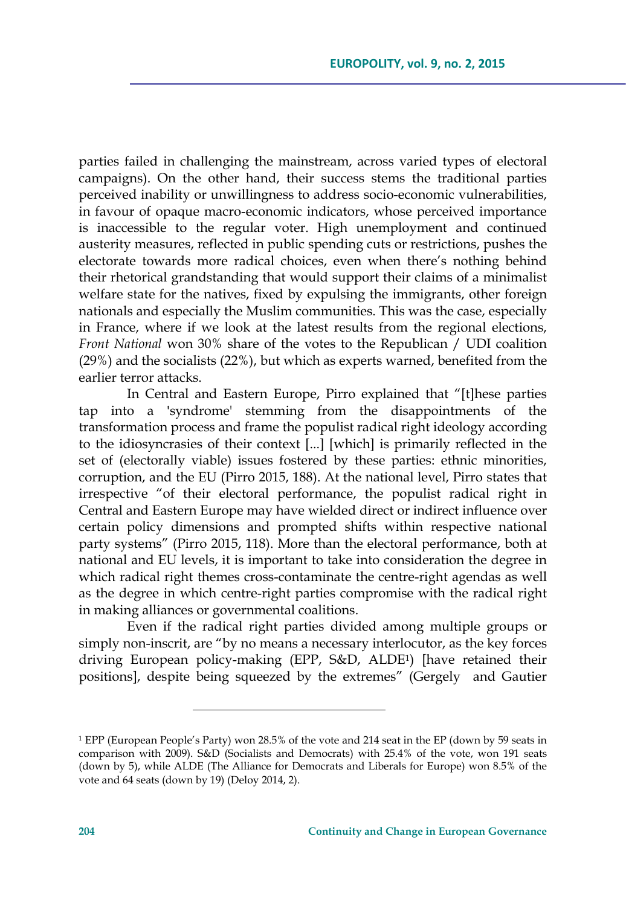parties failed in challenging the mainstream, across varied types of electoral campaigns). On the other hand, their success stems the traditional parties perceived inability or unwillingness to address socio-economic vulnerabilities, in favour of opaque macro-economic indicators, whose perceived importance is inaccessible to the regular voter. High unemployment and continued austerity measures, reflected in public spending cuts or restrictions, pushes the electorate towards more radical choices, even when there's nothing behind their rhetorical grandstanding that would support their claims of a minimalist welfare state for the natives, fixed by expulsing the immigrants, other foreign nationals and especially the Muslim communities. This was the case, especially in France, where if we look at the latest results from the regional elections, *Front National* won 30% share of the votes to the Republican / UDI coalition (29%) and the socialists (22%), but which as experts warned, benefited from the earlier terror attacks.

In Central and Eastern Europe, Pirro explained that "[t]hese parties tap into a 'syndrome' stemming from the disappointments of the transformation process and frame the populist radical right ideology according to the idiosyncrasies of their context [...] [which] is primarily reflected in the set of (electorally viable) issues fostered by these parties: ethnic minorities, corruption, and the EU (Pirro 2015, 188). At the national level, Pirro states that irrespective "of their electoral performance, the populist radical right in Central and Eastern Europe may have wielded direct or indirect influence over certain policy dimensions and prompted shifts within respective national party systems" (Pirro 2015, 118). More than the electoral performance, both at national and EU levels, it is important to take into consideration the degree in which radical right themes cross-contaminate the centre-right agendas as well as the degree in which centre-right parties compromise with the radical right in making alliances or governmental coalitions.

Even if the radical right parties divided among multiple groups or simply non-inscrit, are "by no means a necessary interlocutor, as the key forces driving European policy-making (EPP, S&D, ALDE[1]) [have retained their positions], despite being squeezed by the extremes" (Gergely and Gautier

[1] EPP (European People's Party) won 28.5% of the vote and 214 seat in the EP (down by 59 seats in comparison with 2009). S&D (Socialists and Democrats) with 25.4% of the vote, won 191 seats (down by 5), while ALDE (The Alliance for Democrats and Liberals for Europe) won 8.5% of the vote and 64 seats (down by 19) (Deloy 2014, 2).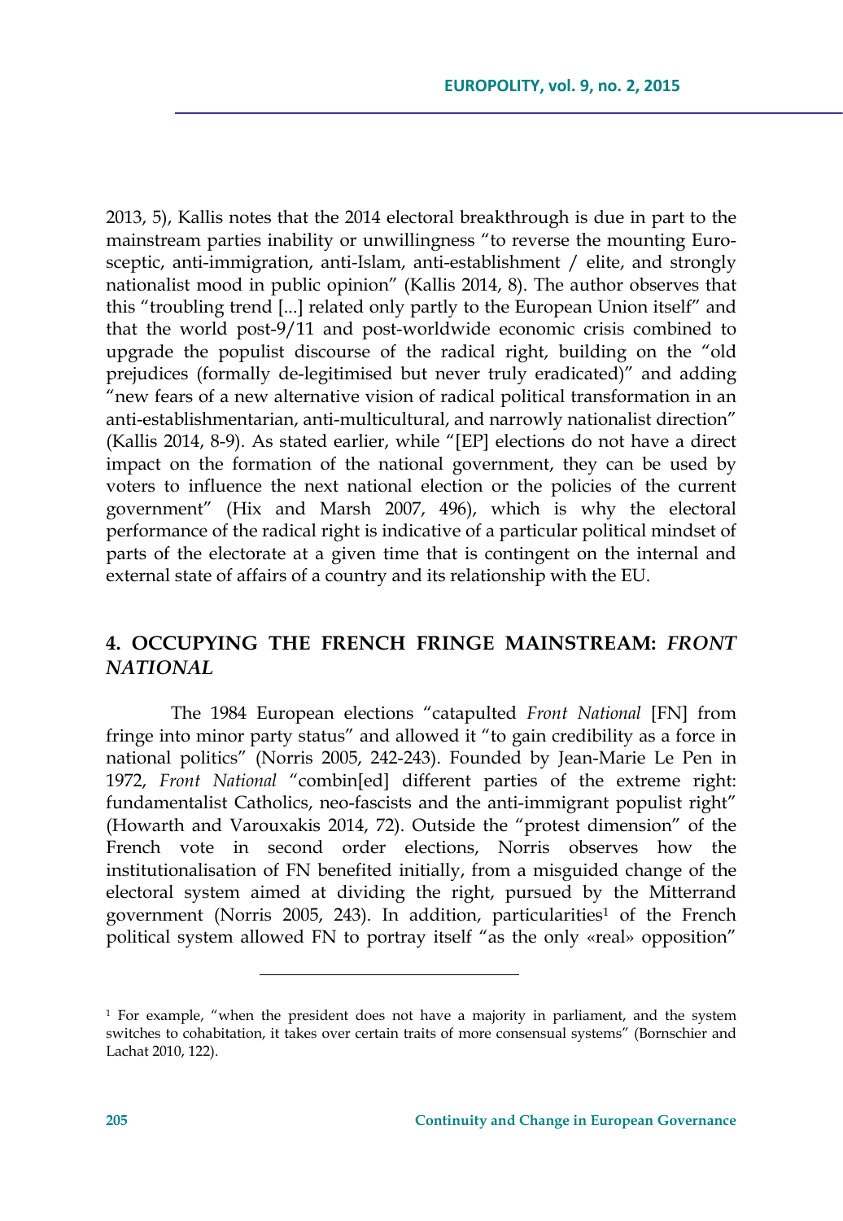2013, 5), Kallis notes that the 2014 electoral breakthrough is due in part to the mainstream parties inability or unwillingness "to reverse the mounting Euro-sceptic, anti-immigration, anti-Islam, anti-establishment / elite, and strongly nationalist mood in public opinion" (Kallis 2014, 8). The author observes that this "troubling trend [...] related only partly to the European Union itself" and that the world post-9/11 and post-worldwide economic crisis combined to upgrade the populist discourse of the radical right, building on the "old prejudices (formally de-legitimised but never truly eradicated)" and adding "new fears of a new alternative vision of radical political transformation in an anti-establishmentarian, anti-multicultural, and narrowly nationalist direction" (Kallis 2014, 8-9). As stated earlier, while "[EP] elections do not have a direct impact on the formation of the national government, they can be used by voters to influence the next national election or the policies of the current government" (Hix and Marsh 2007, 496), which is why the electoral performance of the radical right is indicative of a particular political mindset of parts of the electorate at a given time that is contingent on the internal and external state of affairs of a country and its relationship with the EU.

## 4. OCCUPYING THE FRENCH FRINGE MAINSTREAM: *FRONT NATIONAL*

The 1984 European elections "catapulted *Front National* [FN] from fringe into minor party status" and allowed it "to gain credibility as a force in national politics" (Norris 2005, 242-243). Founded by Jean-Marie Le Pen in 1972, *Front National* "combin[ed] different parties of the extreme right: fundamentalist Catholics, neo-fascists and the anti-immigrant populist right" (Howarth and Varouxakis 2014, 72). Outside the "protest dimension" of the French vote in second order elections, Norris observes how the institutionalisation of FN benefited initially, from a misguided change of the electoral system aimed at dividing the right, pursued by the Mitterrand government (Norris 2005, 243). In addition, particularities[1] of the French political system allowed FN to portray itself "as the only «real» opposition"

[1] For example, "when the president does not have a majority in parliament, and the system switches to cohabitation, it takes over certain traits of more consensual systems" (Bornschier and Lachat 2010, 122).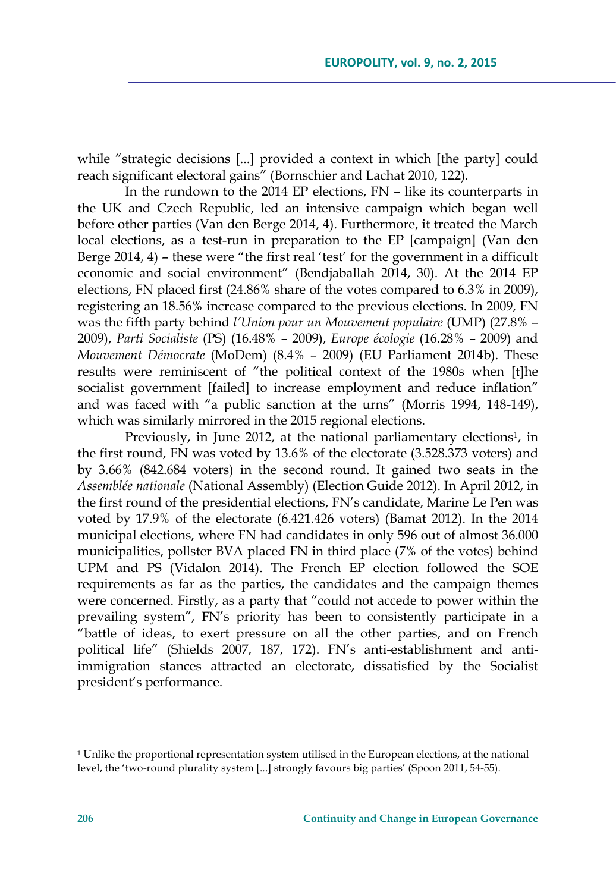while "strategic decisions [...] provided a context in which [the party] could reach significant electoral gains" (Bornschier and Lachat 2010, 122).

In the rundown to the 2014 EP elections, FN – like its counterparts in the UK and Czech Republic, led an intensive campaign which began well before other parties (Van den Berge 2014, 4). Furthermore, it treated the March local elections, as a test-run in preparation to the EP [campaign] (Van den Berge 2014, 4) – these were "the first real 'test' for the government in a difficult economic and social environment" (Bendjaballah 2014, 30). At the 2014 EP elections, FN placed first (24.86% share of the votes compared to 6.3% in 2009), registering an 18.56% increase compared to the previous elections. In 2009, FN was the fifth party behind *l'Union pour un Mouvement populaire* (UMP) (27.8% – 2009), *Parti Socialiste* (PS) (16.48% – 2009), *Europe écologie* (16.28% – 2009) and *Mouvement Démocrate* (MoDem) (8.4% – 2009) (EU Parliament 2014b). These results were reminiscent of "the political context of the 1980s when [t]he socialist government [failed] to increase employment and reduce inflation" and was faced with "a public sanction at the urns" (Morris 1994, 148-149), which was similarly mirrored in the 2015 regional elections.

Previously, in June 2012, at the national parliamentary elections[1], in the first round, FN was voted by 13.6% of the electorate (3.528.373 voters) and by 3.66% (842.684 voters) in the second round. It gained two seats in the *Assemblée nationale* (National Assembly) (Election Guide 2012). In April 2012, in the first round of the presidential elections, FN's candidate, Marine Le Pen was voted by 17.9% of the electorate (6.421.426 voters) (Bamat 2012). In the 2014 municipal elections, where FN had candidates in only 596 out of almost 36.000 municipalities, pollster BVA placed FN in third place (7% of the votes) behind UPM and PS (Vidalon 2014). The French EP election followed the SOE requirements as far as the parties, the candidates and the campaign themes were concerned. Firstly, as a party that "could not accede to power within the prevailing system", FN's priority has been to consistently participate in a "battle of ideas, to exert pressure on all the other parties, and on French political life" (Shields 2007, 187, 172). FN's anti-establishment and anti-immigration stances attracted an electorate, dissatisfied by the Socialist president's performance.

---

[1] Unlike the proportional representation system utilised in the European elections, at the national level, the 'two-round plurality system [...] strongly favours big parties' (Spoon 2011, 54-55).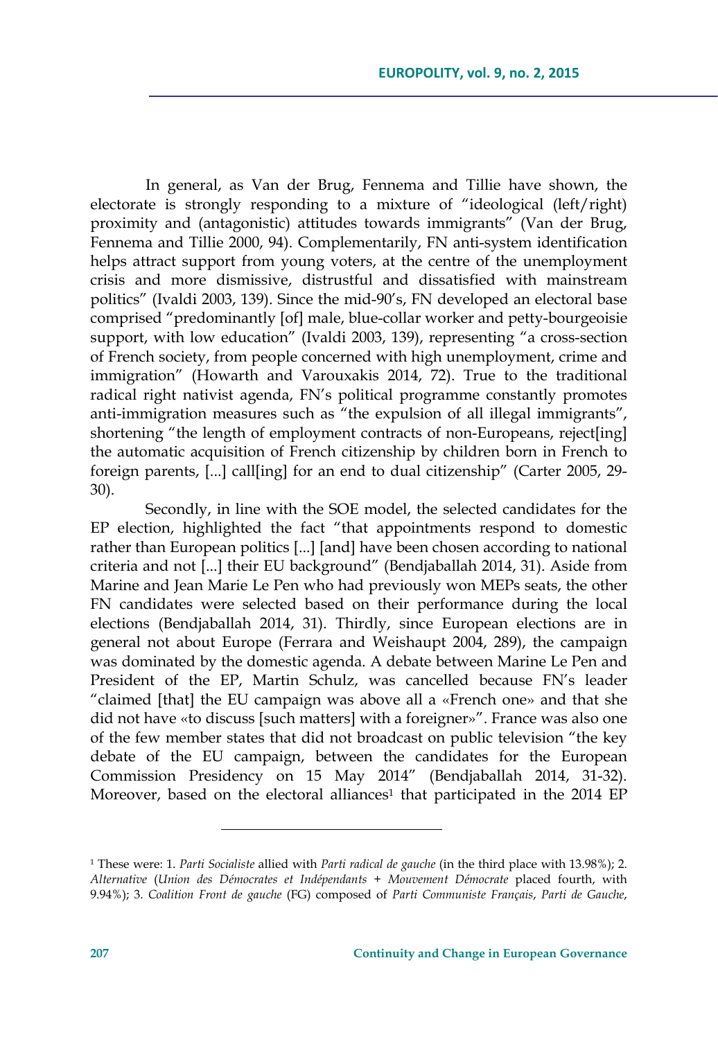In general, as Van der Brug, Fennema and Tillie have shown, the electorate is strongly responding to a mixture of "ideological (left/right) proximity and (antagonistic) attitudes towards immigrants" (Van der Brug, Fennema and Tillie 2000, 94). Complementarily, FN anti-system identification helps attract support from young voters, at the centre of the unemployment crisis and more dismissive, distrustful and dissatisfied with mainstream politics" (Ivaldi 2003, 139). Since the mid-90's, FN developed an electoral base comprised "predominantly [of] male, blue-collar worker and petty-bourgeoisie support, with low education" (Ivaldi 2003, 139), representing "a cross-section of French society, from people concerned with high unemployment, crime and immigration" (Howarth and Varouxakis 2014, 72). True to the traditional radical right nativist agenda, FN's political programme constantly promotes anti-immigration measures such as "the expulsion of all illegal immigrants", shortening "the length of employment contracts of non-Europeans, reject[ing] the automatic acquisition of French citizenship by children born in French to foreign parents, [...] call[ing] for an end to dual citizenship" (Carter 2005, 29-30).

Secondly, in line with the SOE model, the selected candidates for the EP election, highlighted the fact "that appointments respond to domestic rather than European politics [...] [and] have been chosen according to national criteria and not [...] their EU background" (Bendjaballah 2014, 31). Aside from Marine and Jean Marie Le Pen who had previously won MEPs seats, the other FN candidates were selected based on their performance during the local elections (Bendjaballah 2014, 31). Thirdly, since European elections are in general not about Europe (Ferrara and Weishaupt 2004, 289), the campaign was dominated by the domestic agenda. A debate between Marine Le Pen and President of the EP, Martin Schulz, was cancelled because FN's leader "claimed [that] the EU campaign was above all a «French one» and that she did not have «to discuss [such matters] with a foreigner»". France was also one of the few member states that did not broadcast on public television "the key debate of the EU campaign, between the candidates for the European Commission Presidency on 15 May 2014" (Bendjaballah 2014, 31-32). Moreover, based on the electoral alliances[1] that participated in the 2014 EP

---

[1] These were: 1. *Parti Socialiste* allied with *Parti radical de gauche* (in the third place with 13.98%); 2. *Alternative* (*Union des Démocrates et Indépendants* + *Mouvement Démocrate* placed fourth, with 9.94%); 3. *Coalition Front de gauche* (FG) composed of *Parti Communiste Français*, *Parti de Gauche*,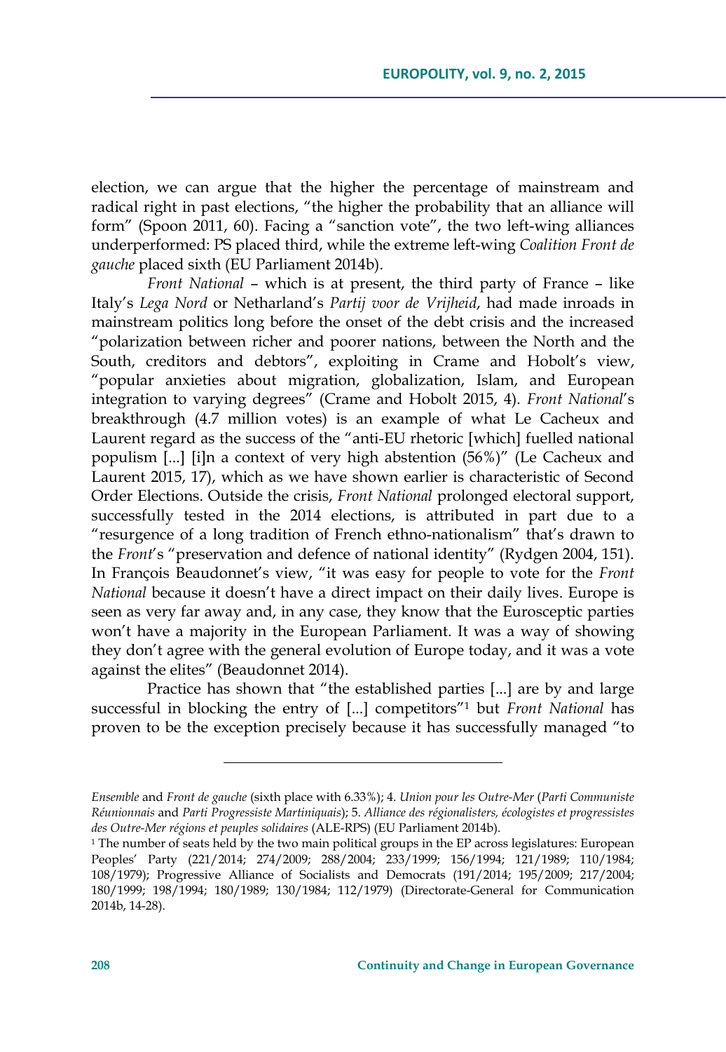election, we can argue that the higher the percentage of mainstream and radical right in past elections, "the higher the probability that an alliance will form" (Spoon 2011, 60). Facing a "sanction vote", the two left-wing alliances underperformed: PS placed third, while the extreme left-wing *Coalition Front de gauche* placed sixth (EU Parliament 2014b).

*Front National* – which is at present, the third party of France – like Italy's *Lega Nord* or Netharland's *Partij voor de Vrijheid*, had made inroads in mainstream politics long before the onset of the debt crisis and the increased "polarization between richer and poorer nations, between the North and the South, creditors and debtors", exploiting in Crame and Hobolt's view, "popular anxieties about migration, globalization, Islam, and European integration to varying degrees" (Crame and Hobolt 2015, 4). *Front National*'s breakthrough (4.7 million votes) is an example of what Le Cacheux and Laurent regard as the success of the "anti-EU rhetoric [which] fuelled national populism [...] [i]n a context of very high abstention (56%)" (Le Cacheux and Laurent 2015, 17), which as we have shown earlier is characteristic of Second Order Elections. Outside the crisis, *Front National* prolonged electoral support, successfully tested in the 2014 elections, is attributed in part due to a "resurgence of a long tradition of French ethno-nationalism" that's drawn to the *Front*'s "preservation and defence of national identity" (Rydgen 2004, 151). In François Beaudonnet's view, "it was easy for people to vote for the *Front National* because it doesn't have a direct impact on their daily lives. Europe is seen as very far away and, in any case, they know that the Eurosceptic parties won't have a majority in the European Parliament. It was a way of showing they don't agree with the general evolution of Europe today, and it was a vote against the elites" (Beaudonnet 2014).

Practice has shown that "the established parties [...] are by and large successful in blocking the entry of [...] competitors"[1] but *Front National* has proven to be the exception precisely because it has successfully managed "to

---

*Ensemble* and *Front de gauche* (sixth place with 6.33%); 4. *Union pour les Outre-Mer* (*Parti Communiste Réunionnais* and *Parti Progressiste Martiniquais*); 5. *Alliance des régionalisters, écologistes et progressistes des Outre-Mer régions et peuples solidaires* (ALE-RPS) (EU Parliament 2014b).

[1] The number of seats held by the two main political groups in the EP across legislatures: European Peoples' Party (221/2014; 274/2009; 288/2004; 233/1999; 156/1994; 121/1989; 110/1984; 108/1979); Progressive Alliance of Socialists and Democrats (191/2014; 195/2009; 217/2004; 180/1999; 198/1994; 180/1989; 130/1984; 112/1979) (Directorate-General for Communication 2014b, 14-28).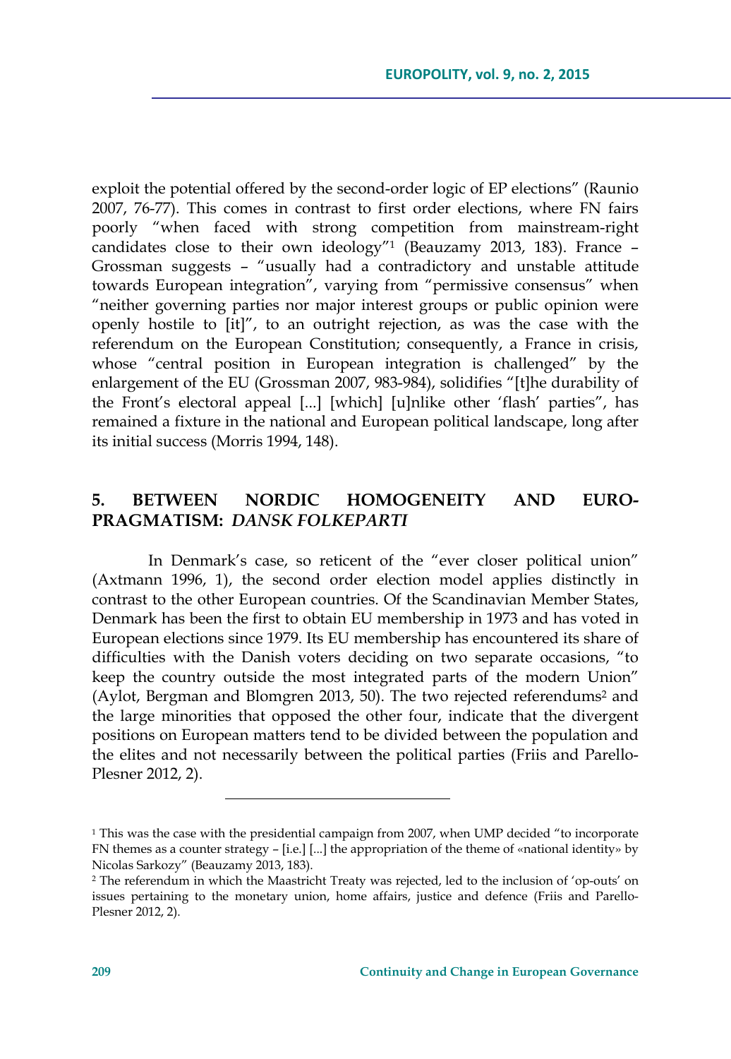exploit the potential offered by the second-order logic of EP elections" (Raunio 2007, 76-77). This comes in contrast to first order elections, where FN fairs poorly "when faced with strong competition from mainstream-right candidates close to their own ideology"[1] (Beauzamy 2013, 183). France – Grossman suggests – "usually had a contradictory and unstable attitude towards European integration", varying from "permissive consensus" when "neither governing parties nor major interest groups or public opinion were openly hostile to [it]", to an outright rejection, as was the case with the referendum on the European Constitution; consequently, a France in crisis, whose "central position in European integration is challenged" by the enlargement of the EU (Grossman 2007, 983-984), solidifies "[t]he durability of the Front's electoral appeal [...] [which] [u]nlike other 'flash' parties", has remained a fixture in the national and European political landscape, long after its initial success (Morris 1994, 148).

## 5. BETWEEN NORDIC HOMOGENEITY AND EURO-PRAGMATISM: *DANSK FOLKEPARTI*

In Denmark's case, so reticent of the "ever closer political union" (Axtmann 1996, 1), the second order election model applies distinctly in contrast to the other European countries. Of the Scandinavian Member States, Denmark has been the first to obtain EU membership in 1973 and has voted in European elections since 1979. Its EU membership has encountered its share of difficulties with the Danish voters deciding on two separate occasions, "to keep the country outside the most integrated parts of the modern Union" (Aylot, Bergman and Blomgren 2013, 50). The two rejected referendums[2] and the large minorities that opposed the other four, indicate that the divergent positions on European matters tend to be divided between the population and the elites and not necessarily between the political parties (Friis and Parello-Plesner 2012, 2).

---

[1] This was the case with the presidential campaign from 2007, when UMP decided "to incorporate FN themes as a counter strategy – [i.e.] [...] the appropriation of the theme of «national identity» by Nicolas Sarkozy" (Beauzamy 2013, 183).

[2] The referendum in which the Maastricht Treaty was rejected, led to the inclusion of 'op-outs' on issues pertaining to the monetary union, home affairs, justice and defence (Friis and Parello-Plesner 2012, 2).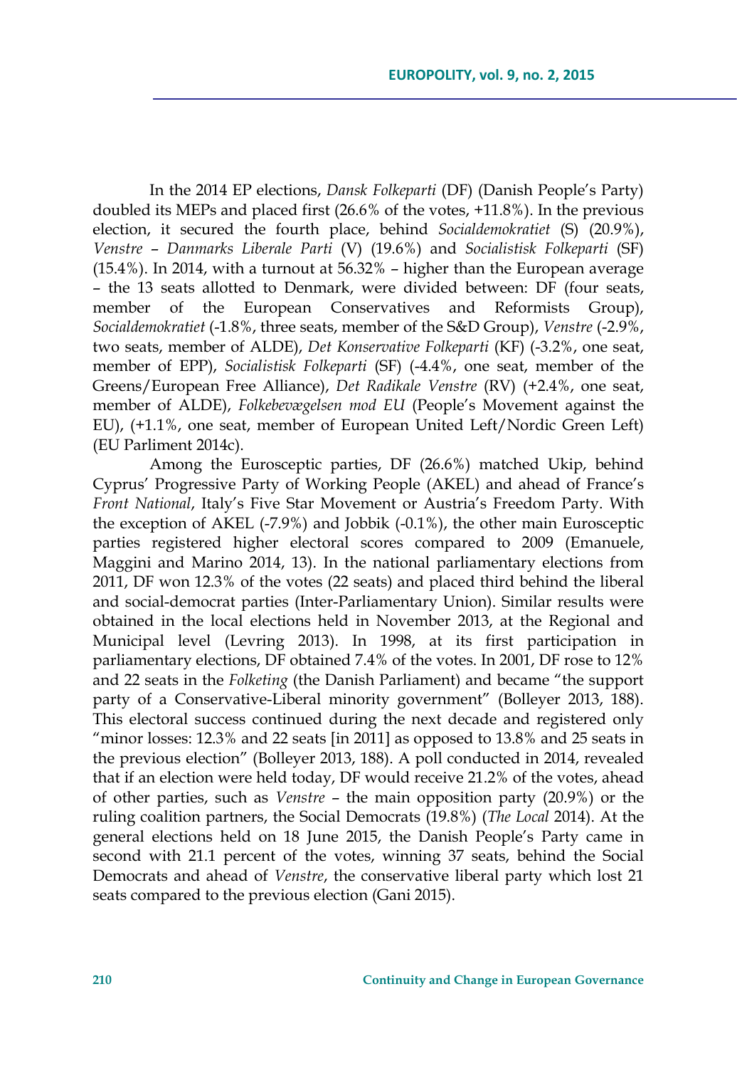In the 2014 EP elections, *Dansk Folkeparti* (DF) (Danish People's Party) doubled its MEPs and placed first (26.6% of the votes, +11.8%). In the previous election, it secured the fourth place, behind *Socialdemokratiet* (S) (20.9%), *Venstre – Danmarks Liberale Parti* (V) (19.6%) and *Socialistisk Folkeparti* (SF) (15.4%). In 2014, with a turnout at 56.32% – higher than the European average – the 13 seats allotted to Denmark, were divided between: DF (four seats, member of the European Conservatives and Reformists Group), *Socialdemokratiet* (-1.8%, three seats, member of the S&D Group), *Venstre* (-2.9%, two seats, member of ALDE), *Det Konservative Folkeparti* (KF) (-3.2%, one seat, member of EPP), *Socialistisk Folkeparti* (SF) (-4.4%, one seat, member of the Greens/European Free Alliance), *Det Radikale Venstre* (RV) (+2.4%, one seat, member of ALDE), *Folkebevægelsen mod EU* (People's Movement against the EU), (+1.1%, one seat, member of European United Left/Nordic Green Left) (EU Parliment 2014c).

Among the Eurosceptic parties, DF (26.6%) matched Ukip, behind Cyprus' Progressive Party of Working People (AKEL) and ahead of France's *Front National*, Italy's Five Star Movement or Austria's Freedom Party. With the exception of AKEL (-7.9%) and Jobbik (-0.1%), the other main Eurosceptic parties registered higher electoral scores compared to 2009 (Emanuele, Maggini and Marino 2014, 13). In the national parliamentary elections from 2011, DF won 12.3% of the votes (22 seats) and placed third behind the liberal and social-democrat parties (Inter-Parliamentary Union). Similar results were obtained in the local elections held in November 2013, at the Regional and Municipal level (Levring 2013). In 1998, at its first participation in parliamentary elections, DF obtained 7.4% of the votes. In 2001, DF rose to 12% and 22 seats in the *Folketing* (the Danish Parliament) and became "the support party of a Conservative-Liberal minority government" (Bolleyer 2013, 188). This electoral success continued during the next decade and registered only "minor losses: 12.3% and 22 seats [in 2011] as opposed to 13.8% and 25 seats in the previous election" (Bolleyer 2013, 188). A poll conducted in 2014, revealed that if an election were held today, DF would receive 21.2% of the votes, ahead of other parties, such as *Venstre* – the main opposition party (20.9%) or the ruling coalition partners, the Social Democrats (19.8%) (*The Local* 2014). At the general elections held on 18 June 2015, the Danish People's Party came in second with 21.1 percent of the votes, winning 37 seats, behind the Social Democrats and ahead of *Venstre*, the conservative liberal party which lost 21 seats compared to the previous election (Gani 2015).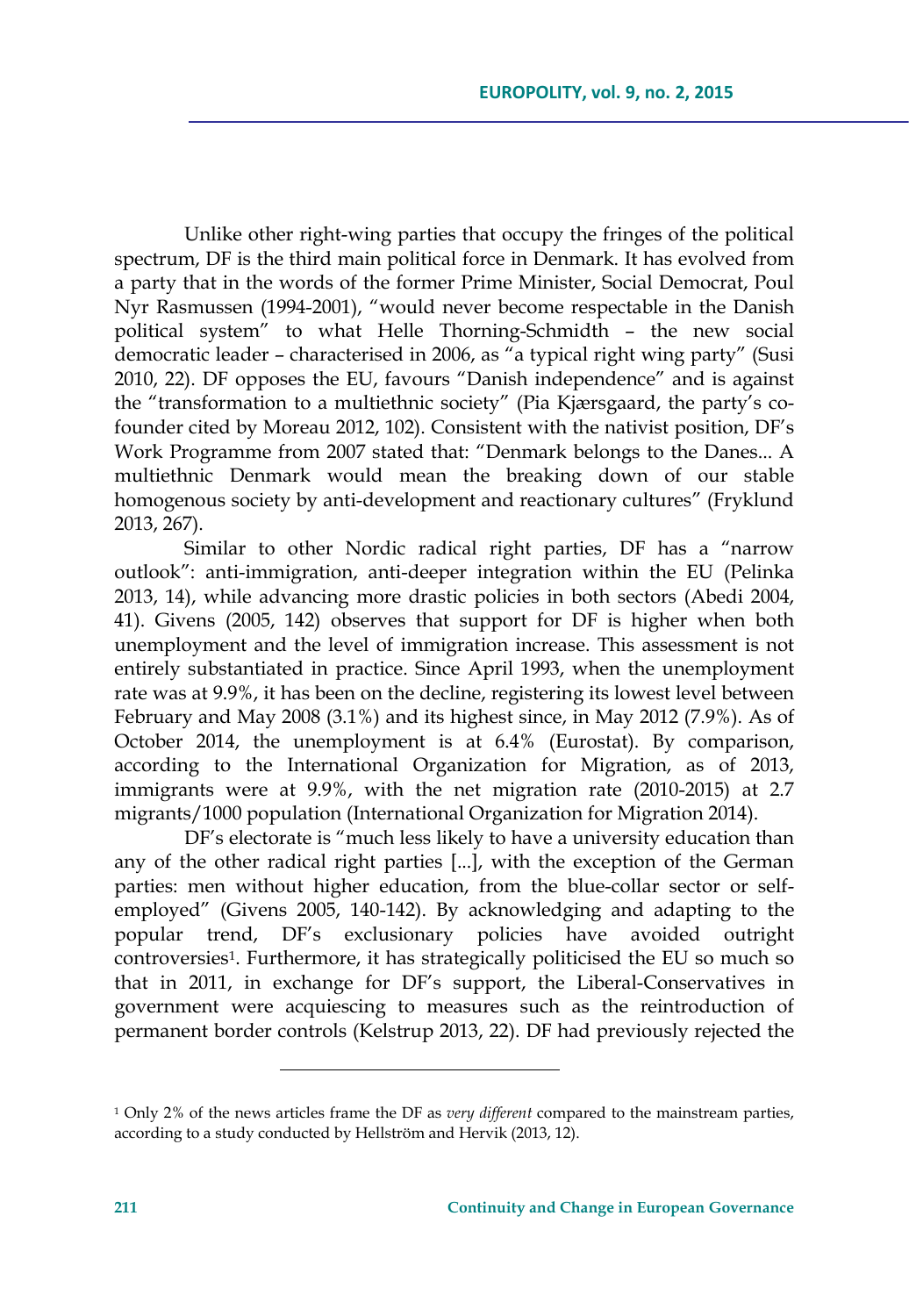Unlike other right-wing parties that occupy the fringes of the political spectrum, DF is the third main political force in Denmark. It has evolved from a party that in the words of the former Prime Minister, Social Democrat, Poul Nyr Rasmussen (1994-2001), "would never become respectable in the Danish political system" to what Helle Thorning-Schmidth – the new social democratic leader – characterised in 2006, as "a typical right wing party" (Susi 2010, 22). DF opposes the EU, favours "Danish independence" and is against the "transformation to a multiethnic society" (Pia Kjærsgaard, the party's co-founder cited by Moreau 2012, 102). Consistent with the nativist position, DF's Work Programme from 2007 stated that: "Denmark belongs to the Danes... A multiethnic Denmark would mean the breaking down of our stable homogenous society by anti-development and reactionary cultures" (Fryklund 2013, 267).

Similar to other Nordic radical right parties, DF has a "narrow outlook": anti-immigration, anti-deeper integration within the EU (Pelinka 2013, 14), while advancing more drastic policies in both sectors (Abedi 2004, 41). Givens (2005, 142) observes that support for DF is higher when both unemployment and the level of immigration increase. This assessment is not entirely substantiated in practice. Since April 1993, when the unemployment rate was at 9.9%, it has been on the decline, registering its lowest level between February and May 2008 (3.1%) and its highest since, in May 2012 (7.9%). As of October 2014, the unemployment is at 6.4% (Eurostat). By comparison, according to the International Organization for Migration, as of 2013, immigrants were at 9.9%, with the net migration rate (2010-2015) at 2.7 migrants/1000 population (International Organization for Migration 2014).

DF's electorate is "much less likely to have a university education than any of the other radical right parties [...], with the exception of the German parties: men without higher education, from the blue-collar sector or self-employed" (Givens 2005, 140-142). By acknowledging and adapting to the popular trend, DF's exclusionary policies have avoided outright controversies[1]. Furthermore, it has strategically politicised the EU so much so that in 2011, in exchange for DF's support, the Liberal-Conservatives in government were acquiescing to measures such as the reintroduction of permanent border controls (Kelstrup 2013, 22). DF had previously rejected the

[1] Only 2% of the news articles frame the DF as *very different* compared to the mainstream parties, according to a study conducted by Hellström and Hervik (2013, 12).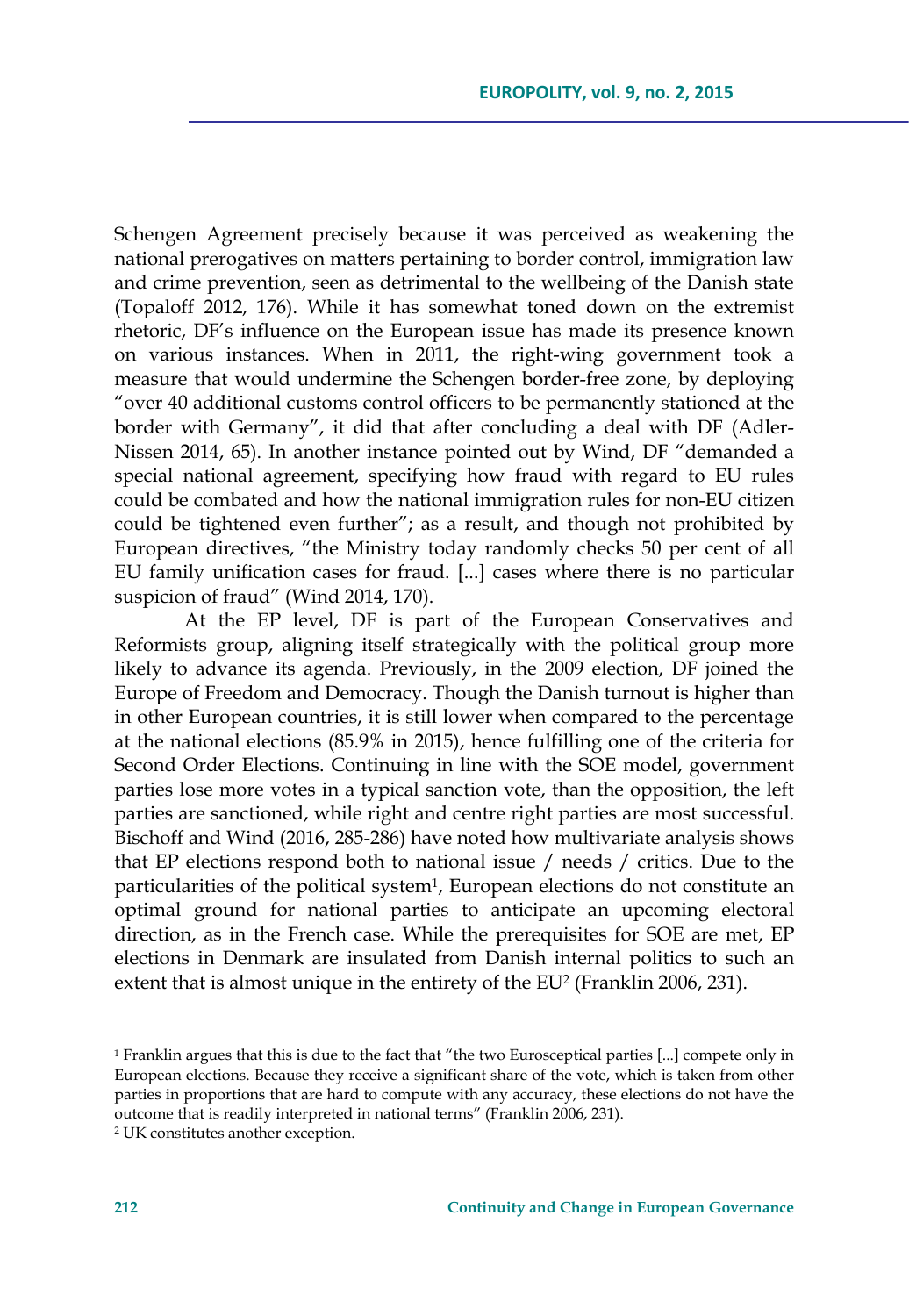Schengen Agreement precisely because it was perceived as weakening the national prerogatives on matters pertaining to border control, immigration law and crime prevention, seen as detrimental to the wellbeing of the Danish state (Topaloff 2012, 176). While it has somewhat toned down on the extremist rhetoric, DF's influence on the European issue has made its presence known on various instances. When in 2011, the right-wing government took a measure that would undermine the Schengen border-free zone, by deploying "over 40 additional customs control officers to be permanently stationed at the border with Germany", it did that after concluding a deal with DF (Adler-Nissen 2014, 65). In another instance pointed out by Wind, DF "demanded a special national agreement, specifying how fraud with regard to EU rules could be combated and how the national immigration rules for non-EU citizen could be tightened even further"; as a result, and though not prohibited by European directives, "the Ministry today randomly checks 50 per cent of all EU family unification cases for fraud. [...] cases where there is no particular suspicion of fraud" (Wind 2014, 170).

At the EP level, DF is part of the European Conservatives and Reformists group, aligning itself strategically with the political group more likely to advance its agenda. Previously, in the 2009 election, DF joined the Europe of Freedom and Democracy. Though the Danish turnout is higher than in other European countries, it is still lower when compared to the percentage at the national elections (85.9% in 2015), hence fulfilling one of the criteria for Second Order Elections. Continuing in line with the SOE model, government parties lose more votes in a typical sanction vote, than the opposition, the left parties are sanctioned, while right and centre right parties are most successful. Bischoff and Wind (2016, 285-286) have noted how multivariate analysis shows that EP elections respond both to national issue / needs / critics. Due to the particularities of the political system[1], European elections do not constitute an optimal ground for national parties to anticipate an upcoming electoral direction, as in the French case. While the prerequisites for SOE are met, EP elections in Denmark are insulated from Danish internal politics to such an extent that is almost unique in the entirety of the EU[2] (Franklin 2006, 231).

---

[1] Franklin argues that this is due to the fact that "the two Eurosceptical parties [...] compete only in European elections. Because they receive a significant share of the vote, which is taken from other parties in proportions that are hard to compute with any accuracy, these elections do not have the outcome that is readily interpreted in national terms" (Franklin 2006, 231).

[2] UK constitutes another exception.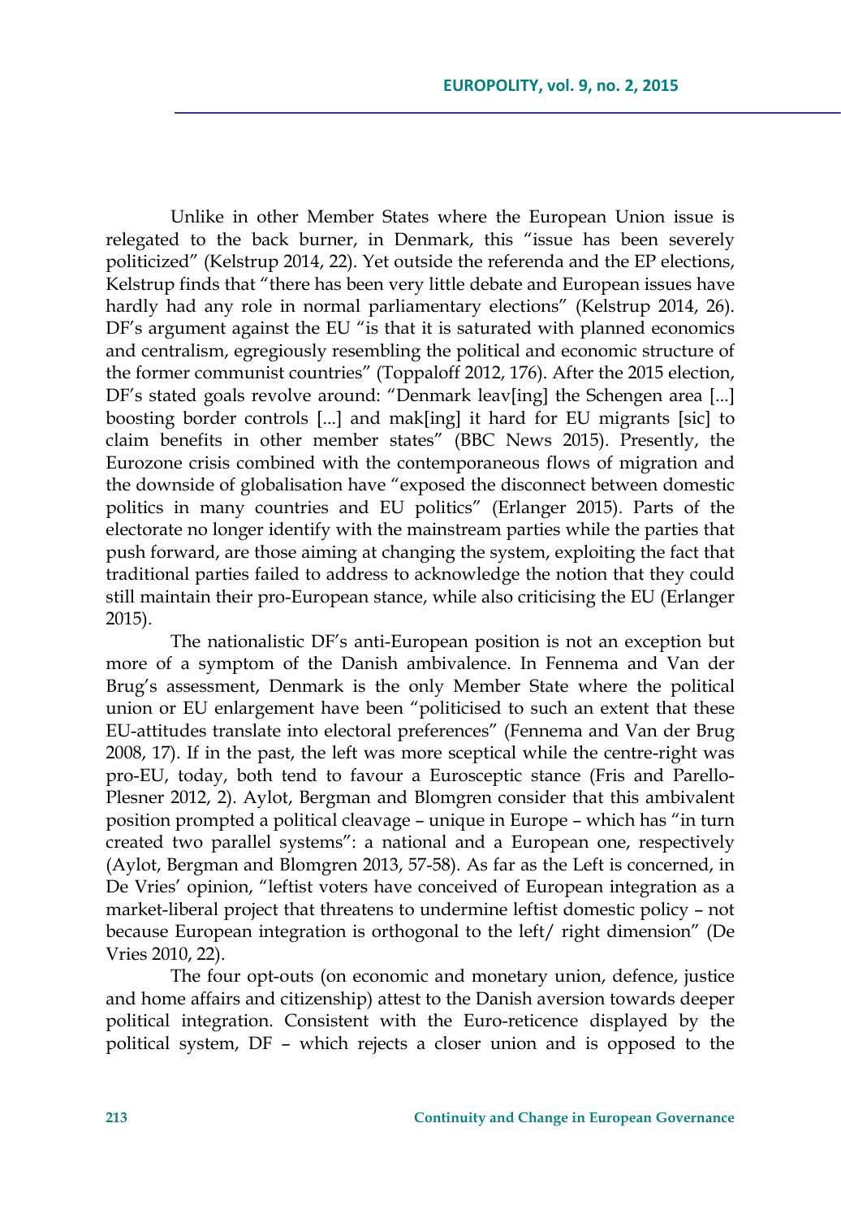Unlike in other Member States where the European Union issue is relegated to the back burner, in Denmark, this "issue has been severely politicized" (Kelstrup 2014, 22). Yet outside the referenda and the EP elections, Kelstrup finds that "there has been very little debate and European issues have hardly had any role in normal parliamentary elections" (Kelstrup 2014, 26). DF's argument against the EU "is that it is saturated with planned economics and centralism, egregiously resembling the political and economic structure of the former communist countries" (Toppaloff 2012, 176). After the 2015 election, DF's stated goals revolve around: "Denmark leav[ing] the Schengen area [...] boosting border controls [...] and mak[ing] it hard for EU migrants [sic] to claim benefits in other member states" (BBC News 2015). Presently, the Eurozone crisis combined with the contemporaneous flows of migration and the downside of globalisation have "exposed the disconnect between domestic politics in many countries and EU politics" (Erlanger 2015). Parts of the electorate no longer identify with the mainstream parties while the parties that push forward, are those aiming at changing the system, exploiting the fact that traditional parties failed to address to acknowledge the notion that they could still maintain their pro-European stance, while also criticising the EU (Erlanger 2015).

The nationalistic DF's anti-European position is not an exception but more of a symptom of the Danish ambivalence. In Fennema and Van der Brug's assessment, Denmark is the only Member State where the political union or EU enlargement have been "politicised to such an extent that these EU-attitudes translate into electoral preferences" (Fennema and Van der Brug 2008, 17). If in the past, the left was more sceptical while the centre-right was pro-EU, today, both tend to favour a Eurosceptic stance (Fris and Parello-Plesner 2012, 2). Aylot, Bergman and Blomgren consider that this ambivalent position prompted a political cleavage – unique in Europe – which has "in turn created two parallel systems": a national and a European one, respectively (Aylot, Bergman and Blomgren 2013, 57-58). As far as the Left is concerned, in De Vries' opinion, "leftist voters have conceived of European integration as a market-liberal project that threatens to undermine leftist domestic policy – not because European integration is orthogonal to the left/ right dimension" (De Vries 2010, 22).

The four opt-outs (on economic and monetary union, defence, justice and home affairs and citizenship) attest to the Danish aversion towards deeper political integration. Consistent with the Euro-reticence displayed by the political system, DF – which rejects a closer union and is opposed to the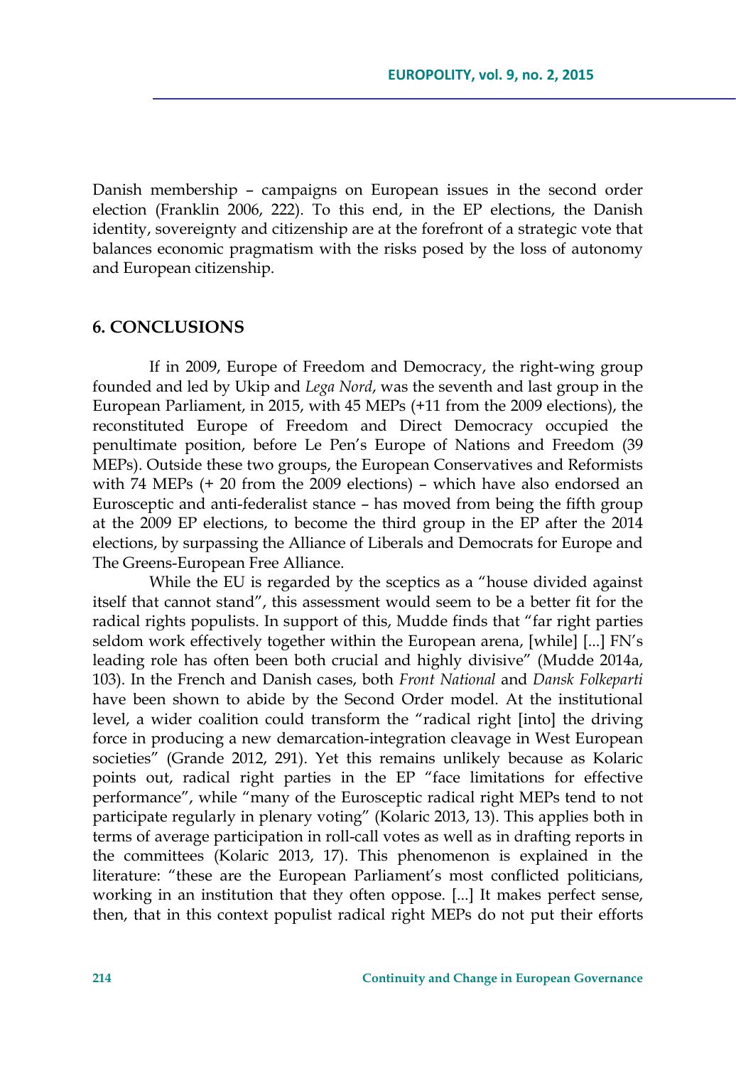Danish membership – campaigns on European issues in the second order election (Franklin 2006, 222). To this end, in the EP elections, the Danish identity, sovereignty and citizenship are at the forefront of a strategic vote that balances economic pragmatism with the risks posed by the loss of autonomy and European citizenship.

## 6. CONCLUSIONS

If in 2009, Europe of Freedom and Democracy, the right-wing group founded and led by Ukip and *Lega Nord*, was the seventh and last group in the European Parliament, in 2015, with 45 MEPs (+11 from the 2009 elections), the reconstituted Europe of Freedom and Direct Democracy occupied the penultimate position, before Le Pen's Europe of Nations and Freedom (39 MEPs). Outside these two groups, the European Conservatives and Reformists with 74 MEPs (+ 20 from the 2009 elections) – which have also endorsed an Eurosceptic and anti-federalist stance – has moved from being the fifth group at the 2009 EP elections, to become the third group in the EP after the 2014 elections, by surpassing the Alliance of Liberals and Democrats for Europe and The Greens-European Free Alliance.

While the EU is regarded by the sceptics as a "house divided against itself that cannot stand", this assessment would seem to be a better fit for the radical rights populists. In support of this, Mudde finds that "far right parties seldom work effectively together within the European arena, [while] [...] FN's leading role has often been both crucial and highly divisive" (Mudde 2014a, 103). In the French and Danish cases, both *Front National* and *Dansk Folkeparti* have been shown to abide by the Second Order model. At the institutional level, a wider coalition could transform the "radical right [into] the driving force in producing a new demarcation-integration cleavage in West European societies" (Grande 2012, 291). Yet this remains unlikely because as Kolaric points out, radical right parties in the EP "face limitations for effective performance", while "many of the Eurosceptic radical right MEPs tend to not participate regularly in plenary voting" (Kolaric 2013, 13). This applies both in terms of average participation in roll-call votes as well as in drafting reports in the committees (Kolaric 2013, 17). This phenomenon is explained in the literature: "these are the European Parliament's most conflicted politicians, working in an institution that they often oppose. [...] It makes perfect sense, then, that in this context populist radical right MEPs do not put their efforts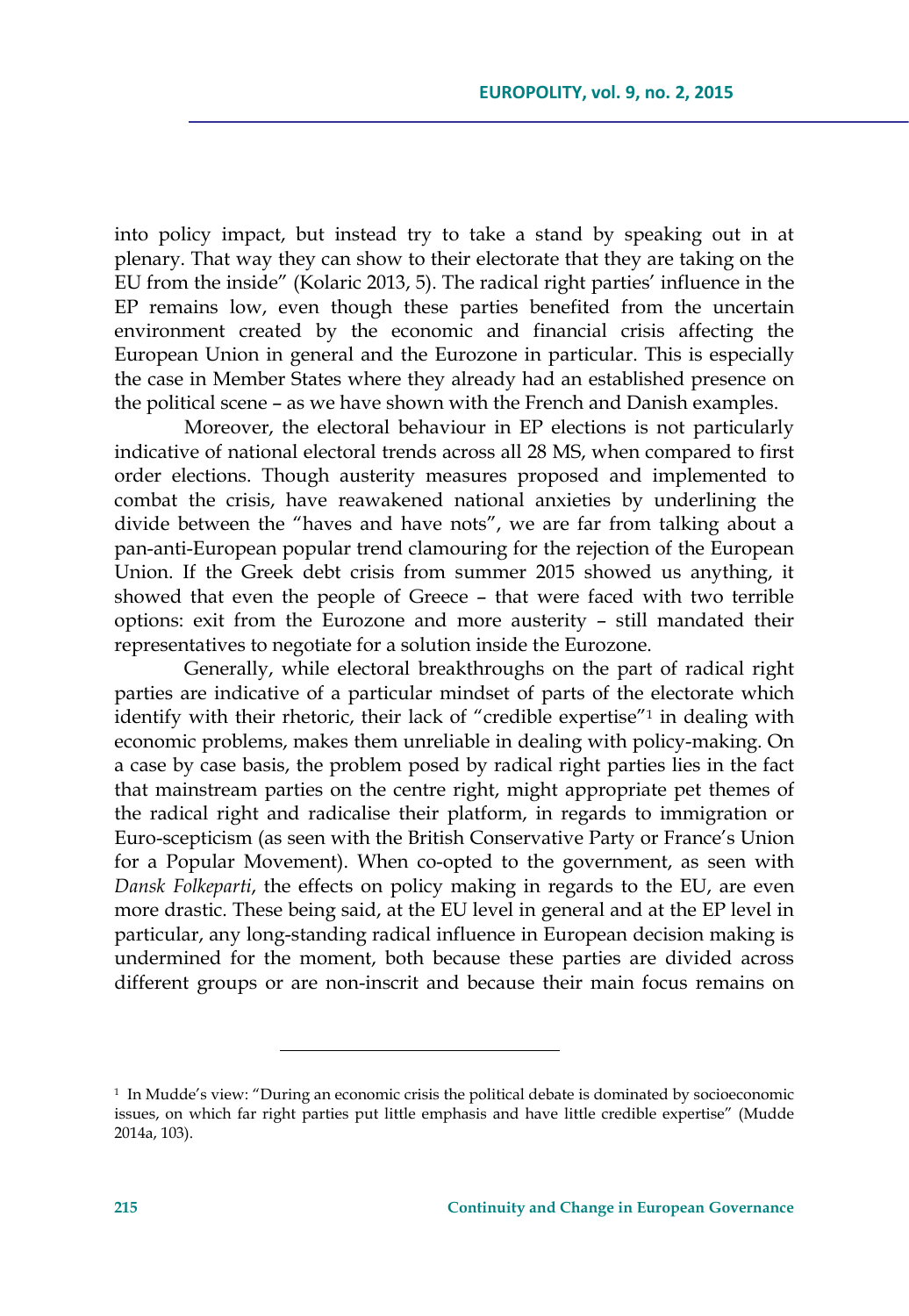into policy impact, but instead try to take a stand by speaking out in at plenary. That way they can show to their electorate that they are taking on the EU from the inside" (Kolaric 2013, 5). The radical right parties' influence in the EP remains low, even though these parties benefited from the uncertain environment created by the economic and financial crisis affecting the European Union in general and the Eurozone in particular. This is especially the case in Member States where they already had an established presence on the political scene – as we have shown with the French and Danish examples.

Moreover, the electoral behaviour in EP elections is not particularly indicative of national electoral trends across all 28 MS, when compared to first order elections. Though austerity measures proposed and implemented to combat the crisis, have reawakened national anxieties by underlining the divide between the "haves and have nots", we are far from talking about a pan-anti-European popular trend clamouring for the rejection of the European Union. If the Greek debt crisis from summer 2015 showed us anything, it showed that even the people of Greece – that were faced with two terrible options: exit from the Eurozone and more austerity – still mandated their representatives to negotiate for a solution inside the Eurozone.

Generally, while electoral breakthroughs on the part of radical right parties are indicative of a particular mindset of parts of the electorate which identify with their rhetoric, their lack of "credible expertise"[1] in dealing with economic problems, makes them unreliable in dealing with policy-making. On a case by case basis, the problem posed by radical right parties lies in the fact that mainstream parties on the centre right, might appropriate pet themes of the radical right and radicalise their platform, in regards to immigration or Euro-scepticism (as seen with the British Conservative Party or France's Union for a Popular Movement). When co-opted to the government, as seen with *Dansk Folkeparti*, the effects on policy making in regards to the EU, are even more drastic. These being said, at the EU level in general and at the EP level in particular, any long-standing radical influence in European decision making is undermined for the moment, both because these parties are divided across different groups or are non-inscrit and because their main focus remains on

---

[1] In Mudde's view: "During an economic crisis the political debate is dominated by socioeconomic issues, on which far right parties put little emphasis and have little credible expertise" (Mudde 2014a, 103).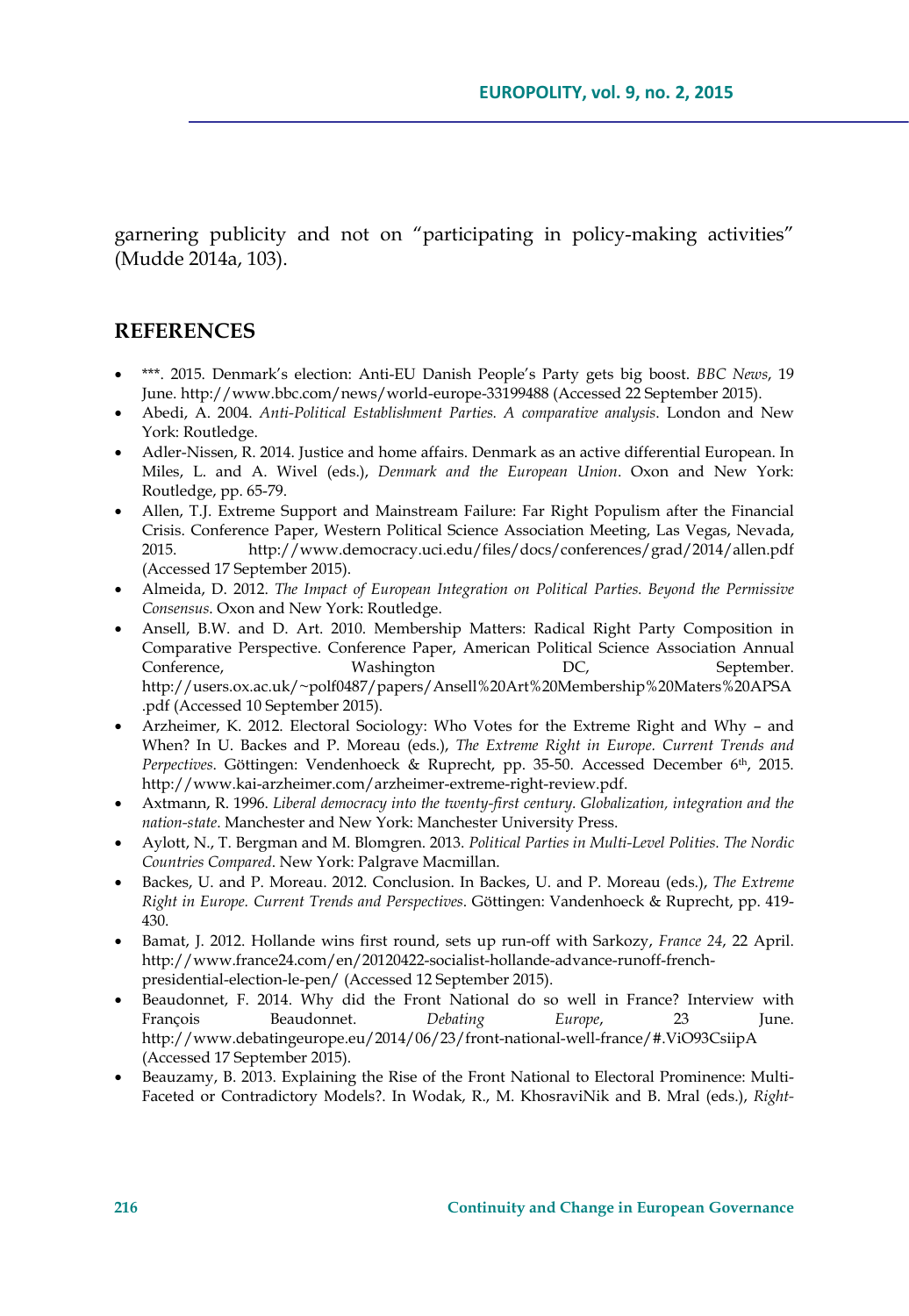garnering publicity and not on "participating in policy-making activities" (Mudde 2014a, 103).

## REFERENCES

- ***. 2015. Denmark's election: Anti-EU Danish People's Party gets big boost. *BBC News*, 19 June. http://www.bbc.com/news/world-europe-33199488 (Accessed 22 September 2015).
- Abedi, A. 2004. *Anti-Political Establishment Parties. A comparative analysis*. London and New York: Routledge.
- Adler-Nissen, R. 2014. Justice and home affairs. Denmark as an active differential European. In Miles, L. and A. Wivel (eds.), *Denmark and the European Union*. Oxon and New York: Routledge, pp. 65-79.
- Allen, T.J. Extreme Support and Mainstream Failure: Far Right Populism after the Financial Crisis. Conference Paper, Western Political Science Association Meeting, Las Vegas, Nevada, 2015. http://www.democracy.uci.edu/files/docs/conferences/grad/2014/allen.pdf (Accessed 17 September 2015).
- Almeida, D. 2012. *The Impact of European Integration on Political Parties. Beyond the Permissive Consensus*. Oxon and New York: Routledge.
- Ansell, B.W. and D. Art. 2010. Membership Matters: Radical Right Party Composition in Comparative Perspective. Conference Paper, American Political Science Association Annual Conference, Washington DC, September. http://users.ox.ac.uk/~polf0487/papers/Ansell%20Art%20Membership%20Maters%20APSA.pdf (Accessed 10 September 2015).
- Arzheimer, K. 2012. Electoral Sociology: Who Votes for the Extreme Right and Why – and When? In U. Backes and P. Moreau (eds.), *The Extreme Right in Europe. Current Trends and Perpectives*. Göttingen: Vendenhoeck & Ruprecht, pp. 35-50. Accessed December 6th, 2015. http://www.kai-arzheimer.com/arzheimer-extreme-right-review.pdf.
- Axtmann, R. 1996. *Liberal democracy into the twenty-first century. Globalization, integration and the nation-state*. Manchester and New York: Manchester University Press.
- Aylott, N., T. Bergman and M. Blomgren. 2013. *Political Parties in Multi-Level Polities. The Nordic Countries Compared*. New York: Palgrave Macmillan.
- Backes, U. and P. Moreau. 2012. Conclusion. In Backes, U. and P. Moreau (eds.), *The Extreme Right in Europe. Current Trends and Perspectives*. Göttingen: Vandenhoeck & Ruprecht, pp. 419-430.
- Bamat, J. 2012. Hollande wins first round, sets up run-off with Sarkozy, *France 24*, 22 April. http://www.france24.com/en/20120422-socialist-hollande-advance-runoff-french-presidential-election-le-pen/ (Accessed 12 September 2015).
- Beaudonnet, F. 2014. Why did the Front National do so well in France? Interview with François Beaudonnet. *Debating Europe*, 23 June. http://www.debatingeurope.eu/2014/06/23/front-national-well-france/#.ViO93CsiipA (Accessed 17 September 2015).
- Beauzamy, B. 2013. Explaining the Rise of the Front National to Electoral Prominence: Multi-Faceted or Contradictory Models?. In Wodak, R., M. KhosraviNik and B. Mral (eds.), *Right-*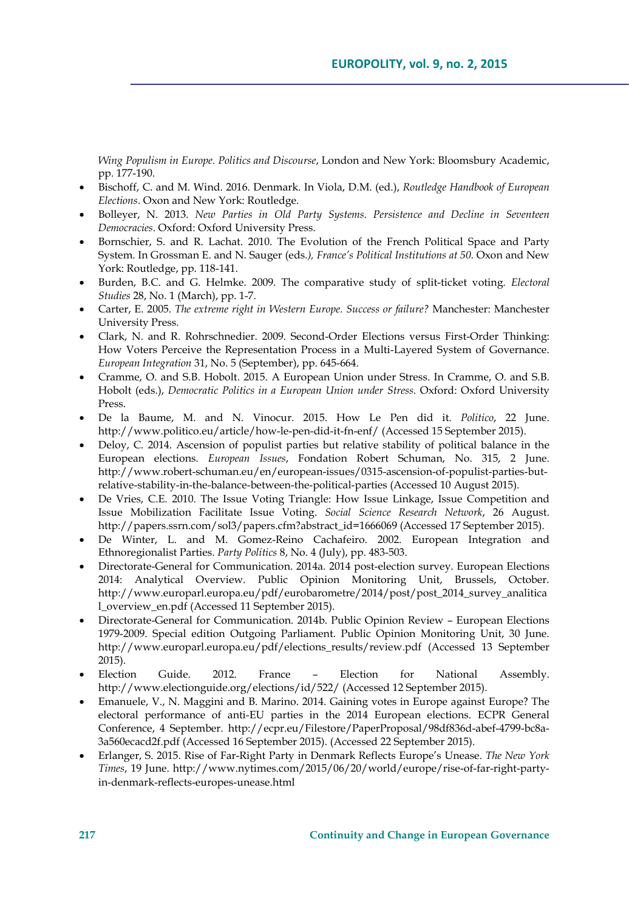*Wing Populism in Europe. Politics and Discourse*, London and New York: Bloomsbury Academic, pp. 177-190.

- Bischoff, C. and M. Wind. 2016. Denmark. In Viola, D.M. (ed.), *Routledge Handbook of European Elections*. Oxon and New York: Routledge.
- Bolleyer, N. 2013. *New Parties in Old Party Systems. Persistence and Decline in Seventeen Democracies*. Oxford: Oxford University Press.
- Bornschier, S. and R. Lachat. 2010. The Evolution of the French Political Space and Party System. In Grossman E. and N. Sauger (eds.*), France's Political Institutions at 50*. Oxon and New York: Routledge, pp. 118-141.
- Burden, B.C. and G. Helmke. 2009. The comparative study of split-ticket voting. *Electoral Studies* 28, No. 1 (March), pp. 1-7.
- Carter, E. 2005. *The extreme right in Western Europe. Success or failure?* Manchester: Manchester University Press.
- Clark, N. and R. Rohrschnedier. 2009. Second-Order Elections versus First-Order Thinking: How Voters Perceive the Representation Process in a Multi-Layered System of Governance. *European Integration* 31, No. 5 (September), pp. 645-664.
- Cramme, O. and S.B. Hobolt. 2015. A European Union under Stress. In Cramme, O. and S.B. Hobolt (eds.), *Democratic Politics in a European Union under Stress*. Oxford: Oxford University Press.
- De la Baume, M. and N. Vinocur. 2015. How Le Pen did it. *Politico*, 22 June. http://www.politico.eu/article/how-le-pen-did-it-fn-enf/ (Accessed 15 September 2015).
- Deloy, C. 2014. Ascension of populist parties but relative stability of political balance in the European elections. *European Issues*, Fondation Robert Schuman, No. 315, 2 June. http://www.robert-schuman.eu/en/european-issues/0315-ascension-of-populist-parties-but-relative-stability-in-the-balance-between-the-political-parties (Accessed 10 August 2015).
- De Vries, C.E. 2010. The Issue Voting Triangle: How Issue Linkage, Issue Competition and Issue Mobilization Facilitate Issue Voting. *Social Science Research Network*, 26 August. http://papers.ssrn.com/sol3/papers.cfm?abstract_id=1666069 (Accessed 17 September 2015).
- De Winter, L. and M. Gomez-Reino Cachafeiro. 2002. European Integration and Ethnoregionalist Parties. *Party Politics* 8, No. 4 (July), pp. 483-503.
- Directorate-General for Communication. 2014a. 2014 post-election survey. European Elections 2014: Analytical Overview. Public Opinion Monitoring Unit, Brussels, October. http://www.europarl.europa.eu/pdf/eurobarometre/2014/post/post_2014_survey_analitical_overview_en.pdf (Accessed 11 September 2015).
- Directorate-General for Communication. 2014b. Public Opinion Review – European Elections 1979-2009. Special edition Outgoing Parliament. Public Opinion Monitoring Unit, 30 June. http://www.europarl.europa.eu/pdf/elections_results/review.pdf (Accessed 13 September 2015).
- Election Guide. 2012. France – Election for National Assembly. http://www.electionguide.org/elections/id/522/ (Accessed 12 September 2015).
- Emanuele, V., N. Maggini and B. Marino. 2014. Gaining votes in Europe against Europe? The electoral performance of anti-EU parties in the 2014 European elections. ECPR General Conference, 4 September. http://ecpr.eu/Filestore/PaperProposal/98df836d-abef-4799-bc8a-3a560ecacd2f.pdf (Accessed 16 September 2015). (Accessed 22 September 2015).
- Erlanger, S. 2015. Rise of Far-Right Party in Denmark Reflects Europe's Unease. *The New York Times*, 19 June. http://www.nytimes.com/2015/06/20/world/europe/rise-of-far-right-party-in-denmark-reflects-europes-unease.html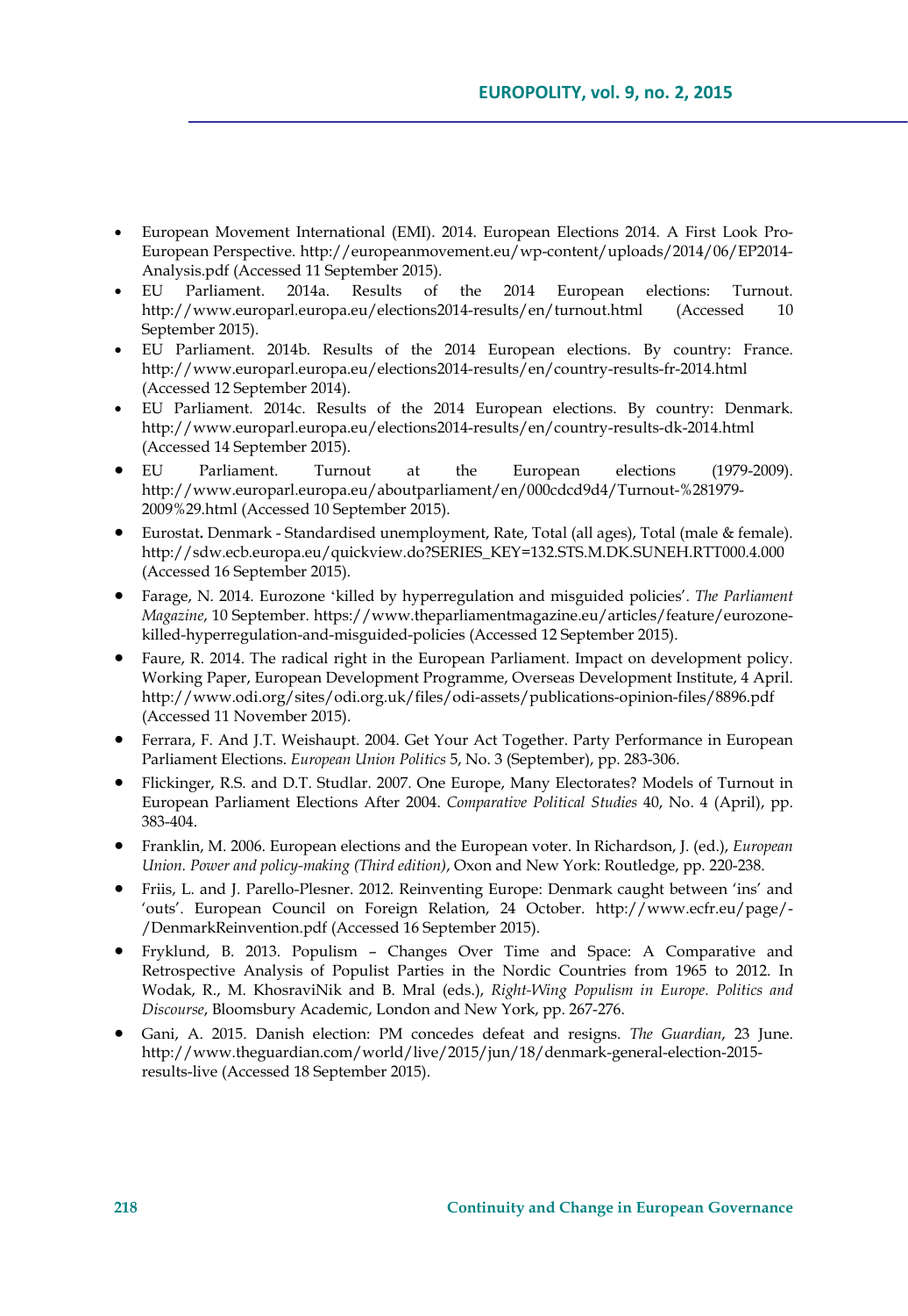- European Movement International (EMI). 2014. European Elections 2014. A First Look Pro-European Perspective. http://europeanmovement.eu/wp-content/uploads/2014/06/EP2014-Analysis.pdf (Accessed 11 September 2015).
- EU Parliament. 2014a. Results of the 2014 European elections: Turnout. http://www.europarl.europa.eu/elections2014-results/en/turnout.html (Accessed 10 September 2015).
- EU Parliament. 2014b. Results of the 2014 European elections. By country: France. http://www.europarl.europa.eu/elections2014-results/en/country-results-fr-2014.html (Accessed 12 September 2014).
- EU Parliament. 2014c. Results of the 2014 European elections. By country: Denmark. http://www.europarl.europa.eu/elections2014-results/en/country-results-dk-2014.html (Accessed 14 September 2015).
- EU Parliament. Turnout at the European elections (1979-2009). http://www.europarl.europa.eu/aboutparliament/en/000cdcd9d4/Turnout-%281979-2009%29.html (Accessed 10 September 2015).
- Eurostat**.** Denmark - Standardised unemployment, Rate, Total (all ages), Total (male & female). http://sdw.ecb.europa.eu/quickview.do?SERIES_KEY=132.STS.M.DK.SUNEH.RTT000.4.000 (Accessed 16 September 2015).
- Farage, N. 2014. Eurozone 'killed by hyperregulation and misguided policies'. *The Parliament Magazine*, 10 September. https://www.theparliamentmagazine.eu/articles/feature/eurozone-killed-hyperregulation-and-misguided-policies (Accessed 12 September 2015).
- Faure, R. 2014. The radical right in the European Parliament. Impact on development policy. Working Paper, European Development Programme, Overseas Development Institute, 4 April. http://www.odi.org/sites/odi.org.uk/files/odi-assets/publications-opinion-files/8896.pdf (Accessed 11 November 2015).
- Ferrara, F. And J.T. Weishaupt. 2004. Get Your Act Together. Party Performance in European Parliament Elections. *European Union Politics* 5, No. 3 (September), pp. 283-306.
- Flickinger, R.S. and D.T. Studlar. 2007. One Europe, Many Electorates? Models of Turnout in European Parliament Elections After 2004. *Comparative Political Studies* 40, No. 4 (April), pp. 383-404.
- Franklin, M. 2006. European elections and the European voter. In Richardson, J. (ed.), *European Union. Power and policy-making (Third edition)*, Oxon and New York: Routledge, pp. 220-238.
- Friis, L. and J. Parello-Plesner. 2012. Reinventing Europe: Denmark caught between 'ins' and 'outs'. European Council on Foreign Relation, 24 October. http://www.ecfr.eu/page/-/DenmarkReinvention.pdf (Accessed 16 September 2015).
- Fryklund, B. 2013. Populism – Changes Over Time and Space: A Comparative and Retrospective Analysis of Populist Parties in the Nordic Countries from 1965 to 2012. In Wodak, R., M. KhosraviNik and B. Mral (eds.), *Right-Wing Populism in Europe. Politics and Discourse*, Bloomsbury Academic, London and New York, pp. 267-276.
- Gani, A. 2015. Danish election: PM concedes defeat and resigns. *The Guardian*, 23 June. http://www.theguardian.com/world/live/2015/jun/18/denmark-general-election-2015-results-live (Accessed 18 September 2015).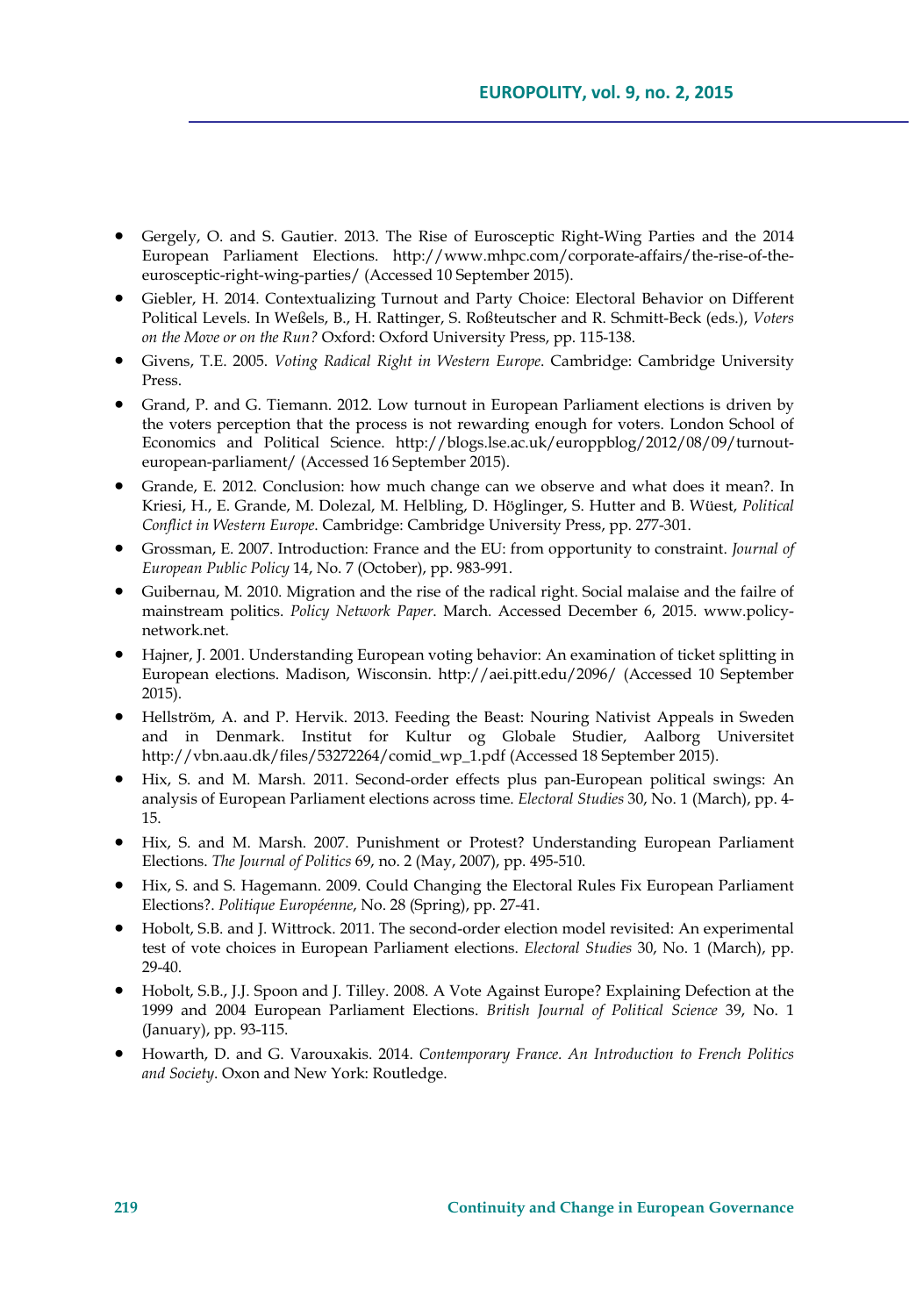- Gergely, O. and S. Gautier. 2013. The Rise of Eurosceptic Right-Wing Parties and the 2014 European Parliament Elections. http://www.mhpc.com/corporate-affairs/the-rise-of-the-eurosceptic-right-wing-parties/ (Accessed 10 September 2015).
- Giebler, H. 2014. Contextualizing Turnout and Party Choice: Electoral Behavior on Different Political Levels. In Weßels, B., H. Rattinger, S. Roßteutscher and R. Schmitt-Beck (eds.), *Voters on the Move or on the Run?* Oxford: Oxford University Press, pp. 115-138.
- Givens, T.E. 2005. *Voting Radical Right in Western Europe*. Cambridge: Cambridge University Press.
- Grand, P. and G. Tiemann. 2012. Low turnout in European Parliament elections is driven by the voters perception that the process is not rewarding enough for voters. London School of Economics and Political Science. http://blogs.lse.ac.uk/europpblog/2012/08/09/turnout-european-parliament/ (Accessed 16 September 2015).
- Grande, E. 2012. Conclusion: how much change can we observe and what does it mean?. In Kriesi, H., E. Grande, M. Dolezal, M. Helbling, D. Höglinger, S. Hutter and B. Wüest, *Political Conflict in Western Europe*. Cambridge: Cambridge University Press, pp. 277-301.
- Grossman, E. 2007. Introduction: France and the EU: from opportunity to constraint. *Journal of European Public Policy* 14, No. 7 (October), pp. 983-991.
- Guibernau, M. 2010. Migration and the rise of the radical right. Social malaise and the failre of mainstream politics. *Policy Network Paper*. March. Accessed December 6, 2015. www.policy-network.net.
- Hajner, J. 2001. Understanding European voting behavior: An examination of ticket splitting in European elections. Madison, Wisconsin. http://aei.pitt.edu/2096/ (Accessed 10 September 2015).
- Hellström, A. and P. Hervik. 2013. Feeding the Beast: Nouring Nativist Appeals in Sweden and in Denmark. Institut for Kultur og Globale Studier, Aalborg Universitet http://vbn.aau.dk/files/53272264/comid_wp_1.pdf (Accessed 18 September 2015).
- Hix, S. and M. Marsh. 2011. Second-order effects plus pan-European political swings: An analysis of European Parliament elections across time. *Electoral Studies* 30, No. 1 (March), pp. 4-15.
- Hix, S. and M. Marsh. 2007. Punishment or Protest? Understanding European Parliament Elections. *The Journal of Politics* 69, no. 2 (May, 2007), pp. 495-510.
- Hix, S. and S. Hagemann. 2009. Could Changing the Electoral Rules Fix European Parliament Elections?. *Politique Européenne*, No. 28 (Spring), pp. 27-41.
- Hobolt, S.B. and J. Wittrock. 2011. The second-order election model revisited: An experimental test of vote choices in European Parliament elections. *Electoral Studies* 30, No. 1 (March), pp. 29-40.
- Hobolt, S.B., J.J. Spoon and J. Tilley. 2008. A Vote Against Europe? Explaining Defection at the 1999 and 2004 European Parliament Elections. *British Journal of Political Science* 39, No. 1 (January), pp. 93-115.
- Howarth, D. and G. Varouxakis. 2014. *Contemporary France. An Introduction to French Politics and Society*. Oxon and New York: Routledge.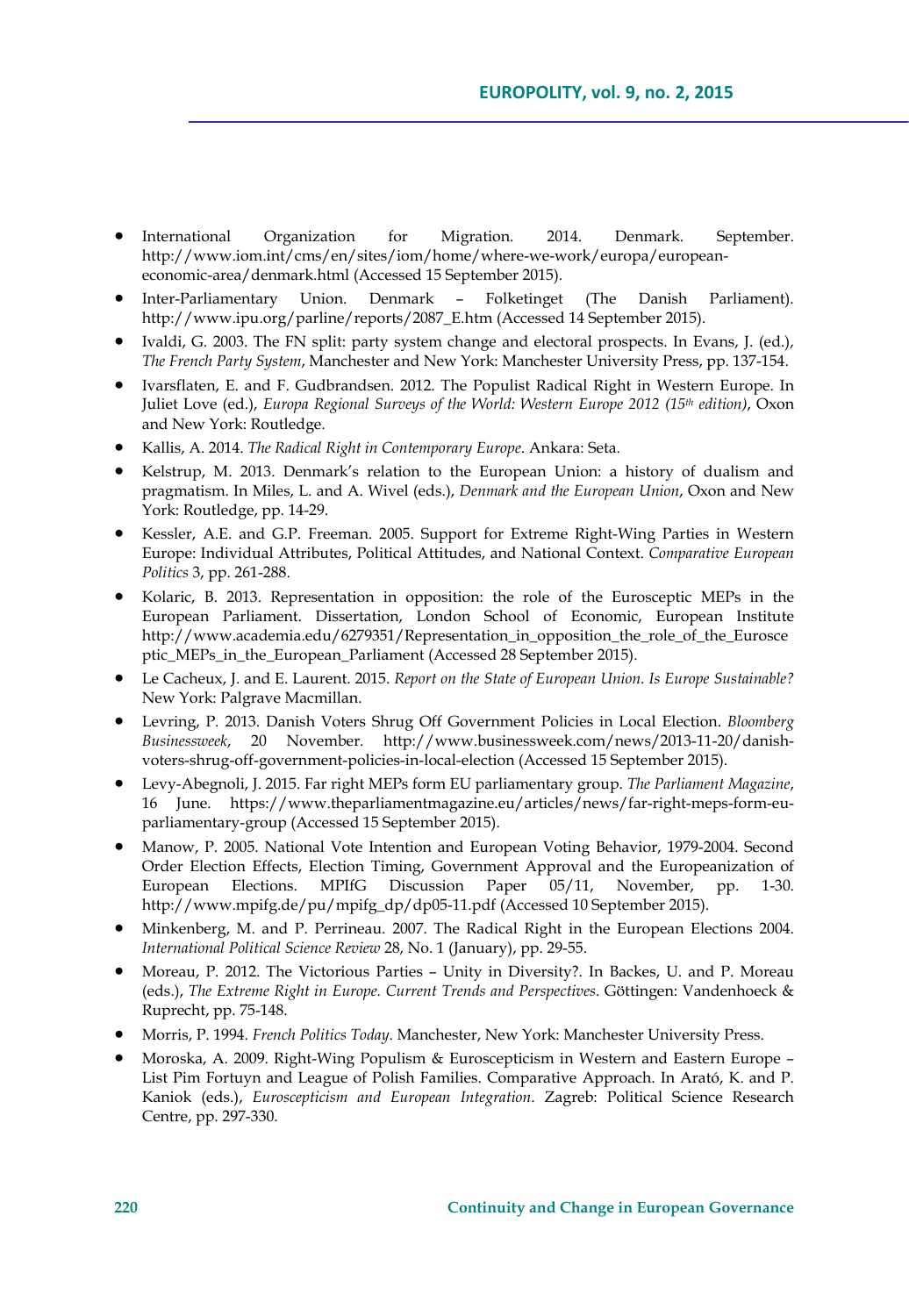- International Organization for Migration. 2014. Denmark. September. http://www.iom.int/cms/en/sites/iom/home/where-we-work/europa/european-economic-area/denmark.html (Accessed 15 September 2015).
- Inter-Parliamentary Union. Denmark – Folketinget (The Danish Parliament). http://www.ipu.org/parline/reports/2087_E.htm (Accessed 14 September 2015).
- Ivaldi, G. 2003. The FN split: party system change and electoral prospects. In Evans, J. (ed.), *The French Party System*, Manchester and New York: Manchester University Press, pp. 137-154.
- Ivarsflaten, E. and F. Gudbrandsen. 2012. The Populist Radical Right in Western Europe. In Juliet Love (ed.), *Europa Regional Surveys of the World: Western Europe 2012 (15th edition)*, Oxon and New York: Routledge.
- Kallis, A. 2014. *The Radical Right in Contemporary Europe*. Ankara: Seta.
- Kelstrup, M. 2013. Denmark's relation to the European Union: a history of dualism and pragmatism. In Miles, L. and A. Wivel (eds.), *Denmark and the European Union*, Oxon and New York: Routledge, pp. 14-29.
- Kessler, A.E. and G.P. Freeman. 2005. Support for Extreme Right-Wing Parties in Western Europe: Individual Attributes, Political Attitudes, and National Context. *Comparative European Politics* 3, pp. 261-288.
- Kolaric, B. 2013. Representation in opposition: the role of the Eurosceptic MEPs in the European Parliament. Dissertation, London School of Economic, European Institute http://www.academia.edu/6279351/Representation_in_opposition_the_role_of_the_Eurosceptic_MEPs_in_the_European_Parliament (Accessed 28 September 2015).
- Le Cacheux, J. and E. Laurent. 2015. *Report on the State of European Union. Is Europe Sustainable?* New York: Palgrave Macmillan.
- Levring, P. 2013. Danish Voters Shrug Off Government Policies in Local Election. *Bloomberg Businessweek*, 20 November. http://www.businessweek.com/news/2013-11-20/danish-voters-shrug-off-government-policies-in-local-election (Accessed 15 September 2015).
- Levy-Abegnoli, J. 2015. Far right MEPs form EU parliamentary group. *The Parliament Magazine*, 16 June. https://www.theparliamentmagazine.eu/articles/news/far-right-meps-form-eu-parliamentary-group (Accessed 15 September 2015).
- Manow, P. 2005. National Vote Intention and European Voting Behavior, 1979-2004. Second Order Election Effects, Election Timing, Government Approval and the Europeanization of European Elections. MPIfG Discussion Paper 05/11, November, pp. 1-30. http://www.mpifg.de/pu/mpifg_dp/dp05-11.pdf (Accessed 10 September 2015).
- Minkenberg, M. and P. Perrineau. 2007. The Radical Right in the European Elections 2004. *International Political Science Review* 28, No. 1 (January), pp. 29-55.
- Moreau, P. 2012. The Victorious Parties – Unity in Diversity?. In Backes, U. and P. Moreau (eds.), *The Extreme Right in Europe. Current Trends and Perspectives*. Göttingen: Vandenhoeck & Ruprecht, pp. 75-148.
- Morris, P. 1994. *French Politics Today*. Manchester, New York: Manchester University Press.
- Moroska, A. 2009. Right-Wing Populism & Euroscepticism in Western and Eastern Europe – List Pim Fortuyn and League of Polish Families. Comparative Approach. In Arató, K. and P. Kaniok (eds.), *Euroscepticism and European Integration*. Zagreb: Political Science Research Centre, pp. 297-330.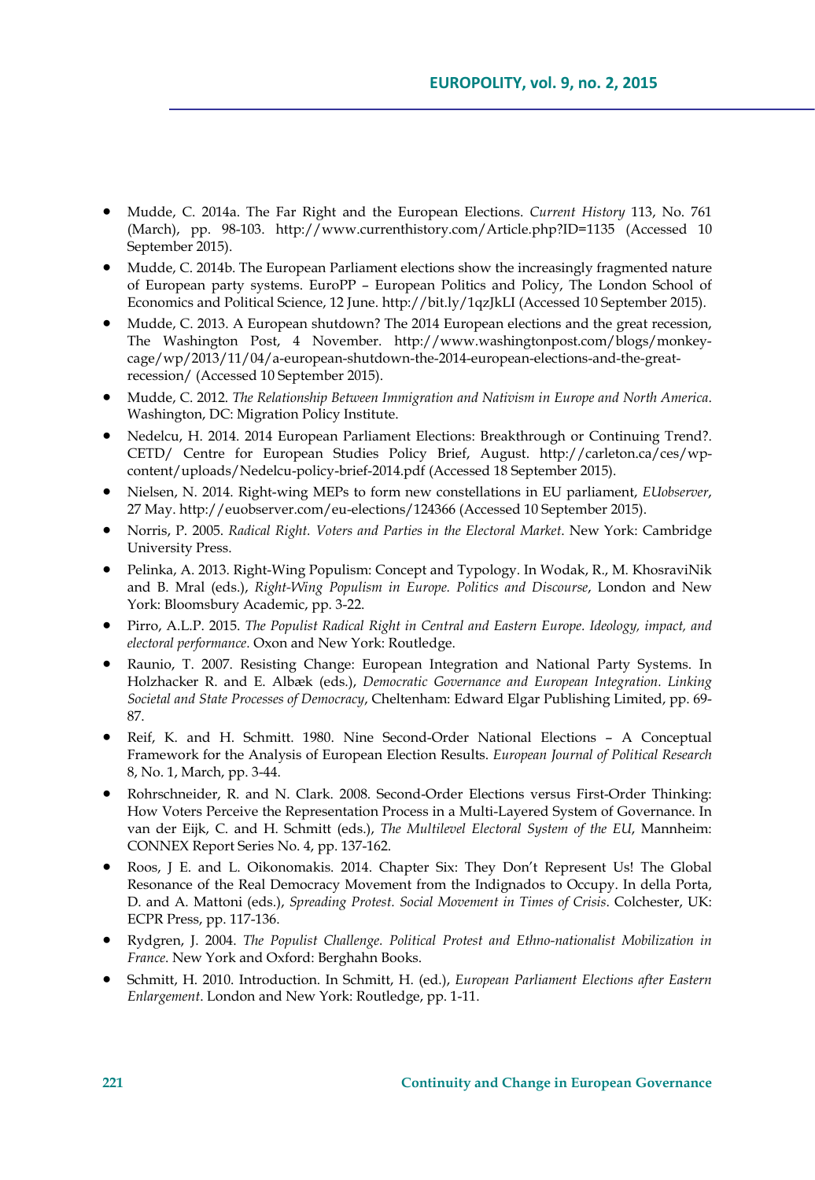- Mudde, C. 2014a. The Far Right and the European Elections. *Current History* 113, No. 761 (March), pp. 98-103. http://www.currenthistory.com/Article.php?ID=1135 (Accessed 10 September 2015).
- Mudde, C. 2014b. The European Parliament elections show the increasingly fragmented nature of European party systems. EuroPP – European Politics and Policy, The London School of Economics and Political Science, 12 June. http://bit.ly/1qzJkLI (Accessed 10 September 2015).
- Mudde, C. 2013. A European shutdown? The 2014 European elections and the great recession, The Washington Post, 4 November. http://www.washingtonpost.com/blogs/monkey-cage/wp/2013/11/04/a-european-shutdown-the-2014-european-elections-and-the-great-recession/ (Accessed 10 September 2015).
- Mudde, C. 2012. *The Relationship Between Immigration and Nativism in Europe and North America*. Washington, DC: Migration Policy Institute.
- Nedelcu, H. 2014. 2014 European Parliament Elections: Breakthrough or Continuing Trend?. CETD/ Centre for European Studies Policy Brief, August. http://carleton.ca/ces/wp-content/uploads/Nedelcu-policy-brief-2014.pdf (Accessed 18 September 2015).
- Nielsen, N. 2014. Right-wing MEPs to form new constellations in EU parliament, *EUobserver*, 27 May. http://euobserver.com/eu-elections/124366 (Accessed 10 September 2015).
- Norris, P. 2005. *Radical Right. Voters and Parties in the Electoral Market*. New York: Cambridge University Press.
- Pelinka, A. 2013. Right-Wing Populism: Concept and Typology. In Wodak, R., M. KhosraviNik and B. Mral (eds.), *Right-Wing Populism in Europe. Politics and Discourse*, London and New York: Bloomsbury Academic, pp. 3-22.
- Pirro, A.L.P. 2015. *The Populist Radical Right in Central and Eastern Europe. Ideology, impact, and electoral performance*. Oxon and New York: Routledge.
- Raunio, T. 2007. Resisting Change: European Integration and National Party Systems. In Holzhacker R. and E. Albæk (eds.), *Democratic Governance and European Integration. Linking Societal and State Processes of Democracy*, Cheltenham: Edward Elgar Publishing Limited, pp. 69-87.
- Reif, K. and H. Schmitt. 1980. Nine Second-Order National Elections – A Conceptual Framework for the Analysis of European Election Results. *European Journal of Political Research* 8, No. 1, March, pp. 3-44.
- Rohrschneider, R. and N. Clark. 2008. Second-Order Elections versus First-Order Thinking: How Voters Perceive the Representation Process in a Multi-Layered System of Governance. In van der Eijk, C. and H. Schmitt (eds.), *The Multilevel Electoral System of the EU*, Mannheim: CONNEX Report Series No. 4, pp. 137-162.
- Roos, J E. and L. Oikonomakis. 2014. Chapter Six: They Don't Represent Us! The Global Resonance of the Real Democracy Movement from the Indignados to Occupy. In della Porta, D. and A. Mattoni (eds.), *Spreading Protest. Social Movement in Times of Crisis*. Colchester, UK: ECPR Press, pp. 117-136.
- Rydgren, J. 2004. *The Populist Challenge. Political Protest and Ethno-nationalist Mobilization in France*. New York and Oxford: Berghahn Books.
- Schmitt, H. 2010. Introduction. In Schmitt, H. (ed.), *European Parliament Elections after Eastern Enlargement*. London and New York: Routledge, pp. 1-11.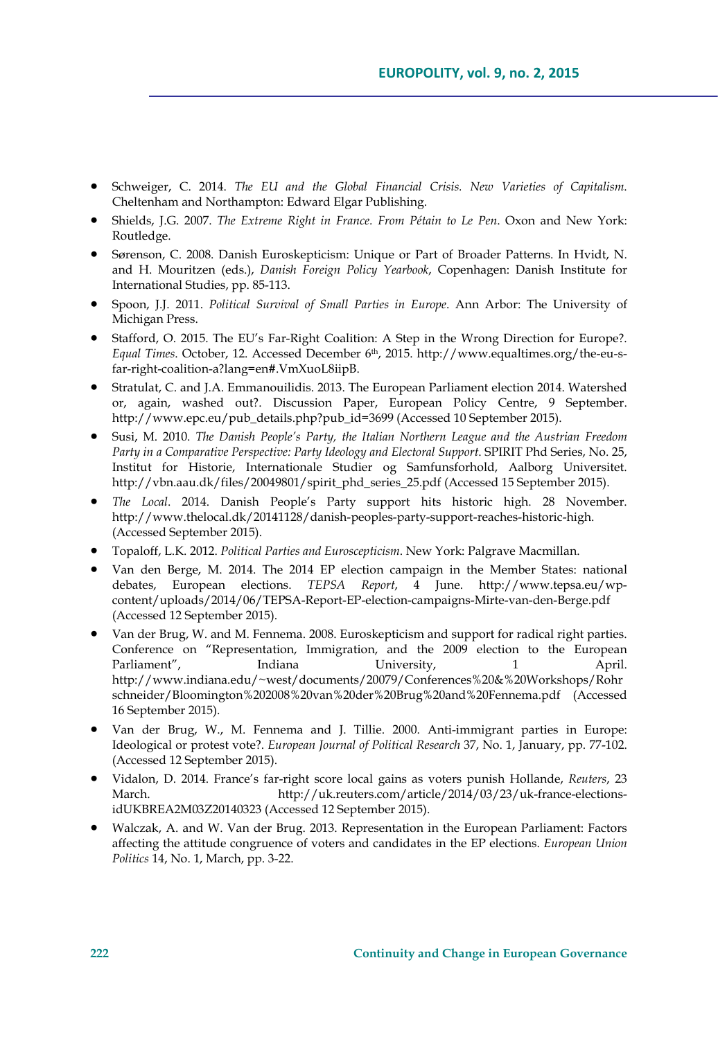- Schweiger, C. 2014. *The EU and the Global Financial Crisis. New Varieties of Capitalism*. Cheltenham and Northampton: Edward Elgar Publishing.
- Shields, J.G. 2007. *The Extreme Right in France. From Pétain to Le Pen*. Oxon and New York: Routledge.
- Sørenson, C. 2008. Danish Euroskepticism: Unique or Part of Broader Patterns. In Hvidt, N. and H. Mouritzen (eds.), *Danish Foreign Policy Yearbook*, Copenhagen: Danish Institute for International Studies, pp. 85-113.
- Spoon, J.J. 2011. *Political Survival of Small Parties in Europe*. Ann Arbor: The University of Michigan Press.
- Stafford, O. 2015. The EU's Far-Right Coalition: A Step in the Wrong Direction for Europe?. *Equal Times*. October, 12. Accessed December 6th, 2015. http://www.equaltimes.org/the-eu-s-far-right-coalition-a?lang=en#.VmXuoL8iipB.
- Stratulat, C. and J.A. Emmanouilidis. 2013. The European Parliament election 2014. Watershed or, again, washed out?. Discussion Paper, European Policy Centre, 9 September. http://www.epc.eu/pub_details.php?pub_id=3699 (Accessed 10 September 2015).
- Susi, M. 2010. *The Danish People's Party, the Italian Northern League and the Austrian Freedom Party in a Comparative Perspective: Party Ideology and Electoral Support*. SPIRIT Phd Series, No. 25, Institut for Historie, Internationale Studier og Samfunsforhold, Aalborg Universitet. http://vbn.aau.dk/files/20049801/spirit_phd_series_25.pdf (Accessed 15 September 2015).
- *The Local*. 2014. Danish People's Party support hits historic high. 28 November. http://www.thelocal.dk/20141128/danish-peoples-party-support-reaches-historic-high. (Accessed September 2015).
- Topaloff, L.K. 2012. *Political Parties and Euroscepticism*. New York: Palgrave Macmillan.
- Van den Berge, M. 2014. The 2014 EP election campaign in the Member States: national debates, European elections. *TEPSA Report*, 4 June. http://www.tepsa.eu/wp-content/uploads/2014/06/TEPSA-Report-EP-election-campaigns-Mirte-van-den-Berge.pdf (Accessed 12 September 2015).
- Van der Brug, W. and M. Fennema. 2008. Euroskepticism and support for radical right parties. Conference on "Representation, Immigration, and the 2009 election to the European Parliament", Indiana University, 1 April. http://www.indiana.edu/~west/documents/20079/Conferences%20&%20Workshops/Rohrschneider/Bloomington%202008%20van%20der%20Brug%20and%20Fennema.pdf (Accessed 16 September 2015).
- Van der Brug, W., M. Fennema and J. Tillie. 2000. Anti-immigrant parties in Europe: Ideological or protest vote?. *European Journal of Political Research* 37, No. 1, January, pp. 77-102. (Accessed 12 September 2015).
- Vidalon, D. 2014. France's far-right score local gains as voters punish Hollande, *Reuters*, 23 March. http://uk.reuters.com/article/2014/03/23/uk-france-elections-idUKBREA2M03Z20140323 (Accessed 12 September 2015).
- Walczak, A. and W. Van der Brug. 2013. Representation in the European Parliament: Factors affecting the attitude congruence of voters and candidates in the EP elections. *European Union Politics* 14, No. 1, March, pp. 3-22.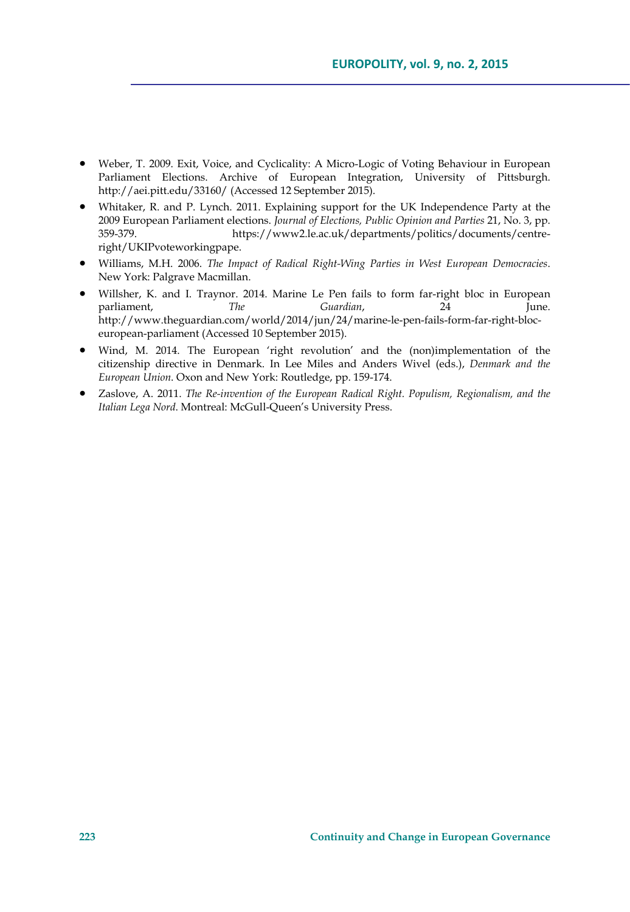- Weber, T. 2009. Exit, Voice, and Cyclicality: A Micro-Logic of Voting Behaviour in European Parliament Elections. Archive of European Integration, University of Pittsburgh. http://aei.pitt.edu/33160/ (Accessed 12 September 2015).
- Whitaker, R. and P. Lynch. 2011. Explaining support for the UK Independence Party at the 2009 European Parliament elections. *Journal of Elections, Public Opinion and Parties* 21, No. 3, pp. 359-379. https://www2.le.ac.uk/departments/politics/documents/centre-right/UKIPvoteworkingpape.
- Williams, M.H. 2006. *The Impact of Radical Right-Wing Parties in West European Democracies*. New York: Palgrave Macmillan.
- Willsher, K. and I. Traynor. 2014. Marine Le Pen fails to form far-right bloc in European parliament, *The Guardian*, 24 June. http://www.theguardian.com/world/2014/jun/24/marine-le-pen-fails-form-far-right-bloc-european-parliament (Accessed 10 September 2015).
- Wind, M. 2014. The European 'right revolution' and the (non)implementation of the citizenship directive in Denmark. In Lee Miles and Anders Wivel (eds.), *Denmark and the European Union*. Oxon and New York: Routledge, pp. 159-174.
- Zaslove, A. 2011. *The Re-invention of the European Radical Right. Populism, Regionalism, and the Italian Lega Nord*. Montreal: McGull-Queen's University Press.